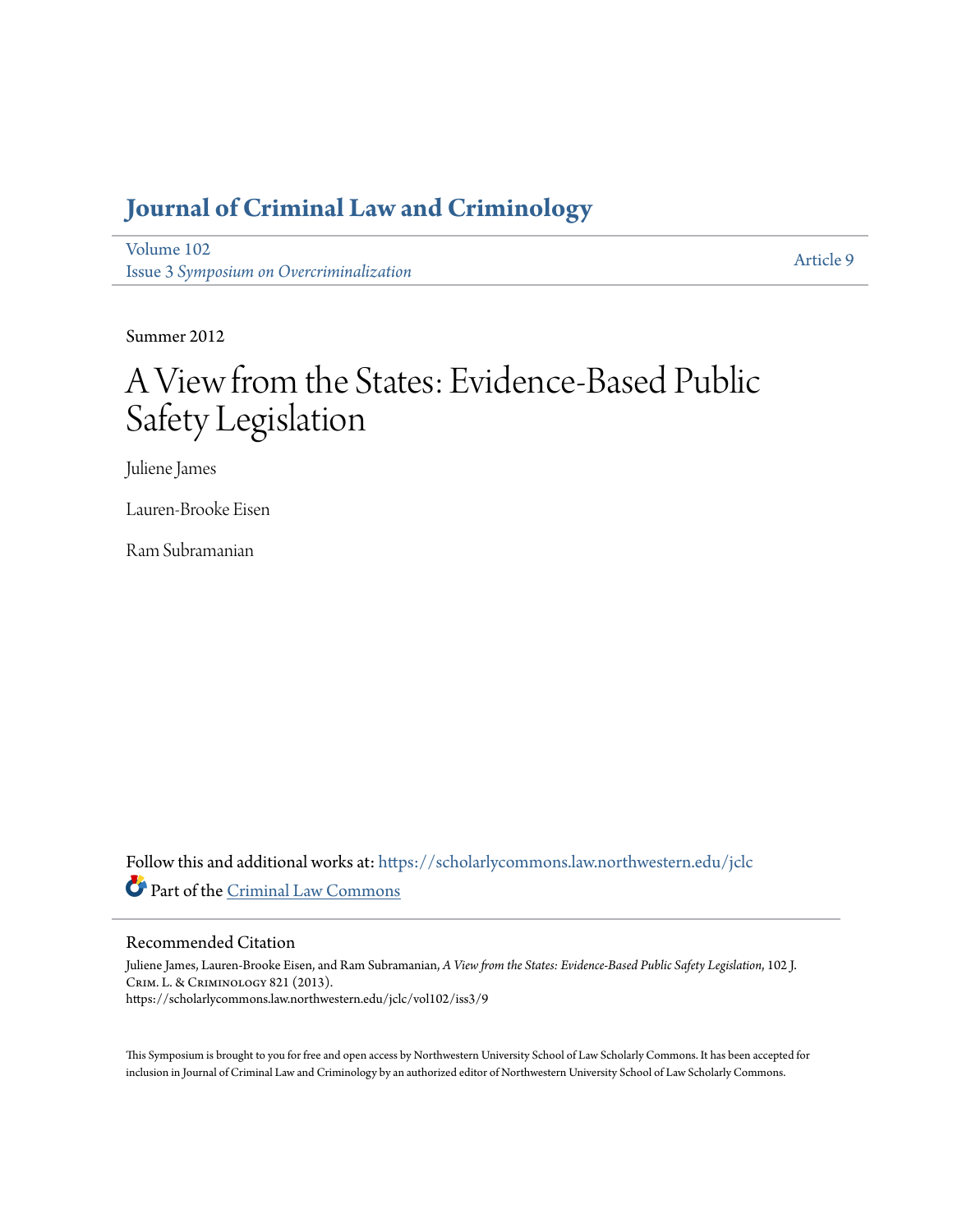# Journal of Criminal Law and Criminology

Volume 102
Issue 3 *Symposium on Overcriminalization*

Article 9

Summer 2012

# A View from the States: Evidence-Based Public Safety Legislation

Juliene James

Lauren-Brooke Eisen

Ram Subramanian

Follow this and additional works at: https://scholarlycommons.law.northwestern.edu/jclc

Part of the Criminal Law Commons

## Recommended Citation

Juliene James, Lauren-Brooke Eisen, and Ram Subramanian, *A View from the States: Evidence-Based Public Safety Legislation*, 102 J. Crim. L. & Criminology 821 (2013).
https://scholarlycommons.law.northwestern.edu/jclc/vol102/iss3/9

This Symposium is brought to you for free and open access by Northwestern University School of Law Scholarly Commons. It has been accepted for inclusion in Journal of Criminal Law and Criminology by an authorized editor of Northwestern University School of Law Scholarly Commons.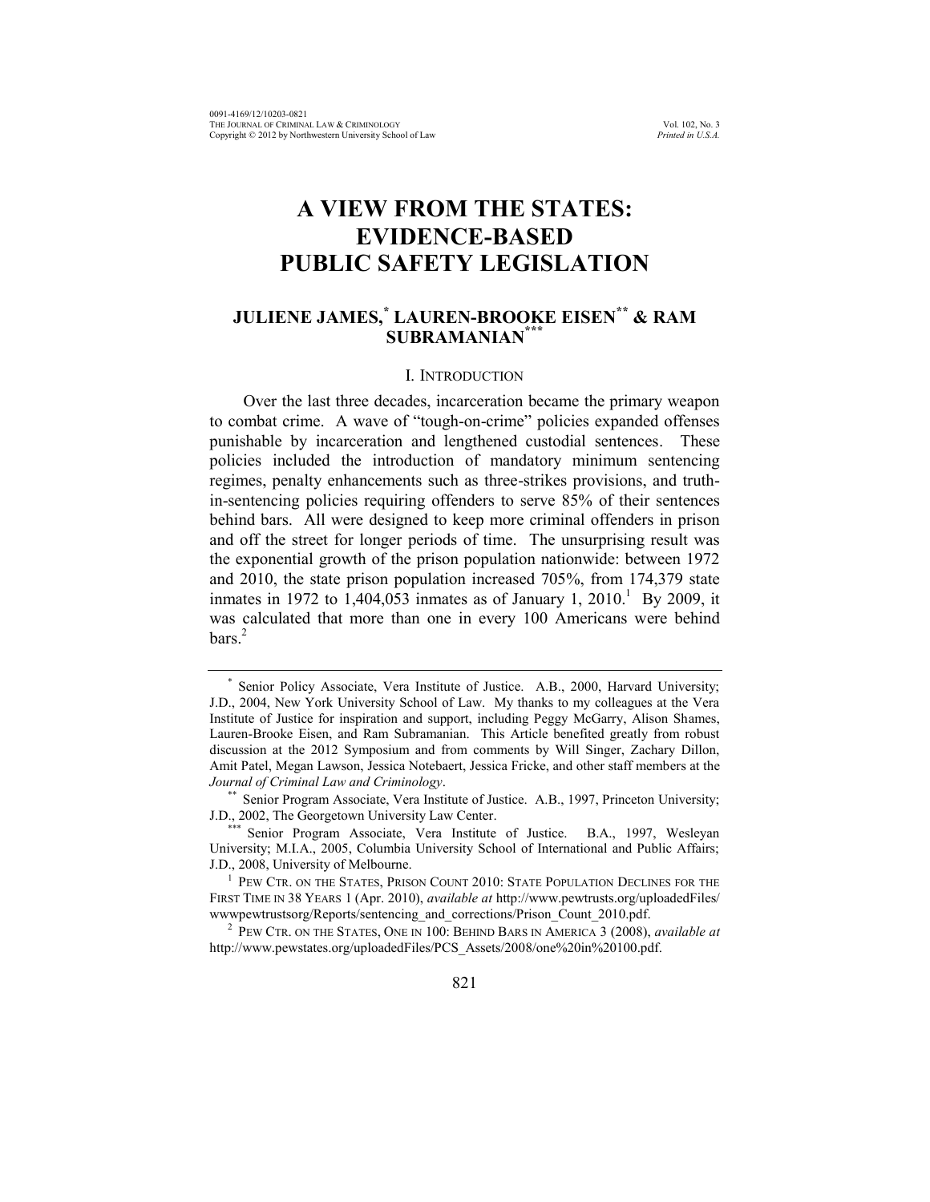# A VIEW FROM THE STATES: EVIDENCE-BASED PUBLIC SAFETY LEGISLATION

## JULIENE JAMES,[*] LAUREN-BROOKE EISEN[**] & RAM SUBRAMANIAN[***]

### I. INTRODUCTION

Over the last three decades, incarceration became the primary weapon to combat crime. A wave of "tough-on-crime" policies expanded offenses punishable by incarceration and lengthened custodial sentences. These policies included the introduction of mandatory minimum sentencing regimes, penalty enhancements such as three-strikes provisions, and truth-in-sentencing policies requiring offenders to serve 85% of their sentences behind bars. All were designed to keep more criminal offenders in prison and off the street for longer periods of time. The unsurprising result was the exponential growth of the prison population nationwide: between 1972 and 2010, the state prison population increased 705%, from 174,379 state inmates in 1972 to 1,404,053 inmates as of January 1, 2010.[1] By 2009, it was calculated that more than one in every 100 Americans were behind bars.[2]

---

[*] Senior Policy Associate, Vera Institute of Justice. A.B., 2000, Harvard University; J.D., 2004, New York University School of Law. My thanks to my colleagues at the Vera Institute of Justice for inspiration and support, including Peggy McGarry, Alison Shames, Lauren-Brooke Eisen, and Ram Subramanian. This Article benefited greatly from robust discussion at the 2012 Symposium and from comments by Will Singer, Zachary Dillon, Amit Patel, Megan Lawson, Jessica Notebaert, Jessica Fricke, and other staff members at the *Journal of Criminal Law and Criminology*.

[**] Senior Program Associate, Vera Institute of Justice. A.B., 1997, Princeton University; J.D., 2002, The Georgetown University Law Center.

[***] Senior Program Associate, Vera Institute of Justice. B.A., 1997, Wesleyan University; M.I.A., 2005, Columbia University School of International and Public Affairs; J.D., 2008, University of Melbourne.

[1] PEW CTR. ON THE STATES, PRISON COUNT 2010: STATE POPULATION DECLINES FOR THE FIRST TIME IN 38 YEARS 1 (Apr. 2010), *available at* http://www.pewtrusts.org/uploadedFiles/wwwpewtrustsorg/Reports/sentencing_and_corrections/Prison_Count_2010.pdf.

[2] PEW CTR. ON THE STATES, ONE IN 100: BEHIND BARS IN AMERICA 3 (2008), *available at* http://www.pewstates.org/uploadedFiles/PCS_Assets/2008/one%20in%20100.pdf.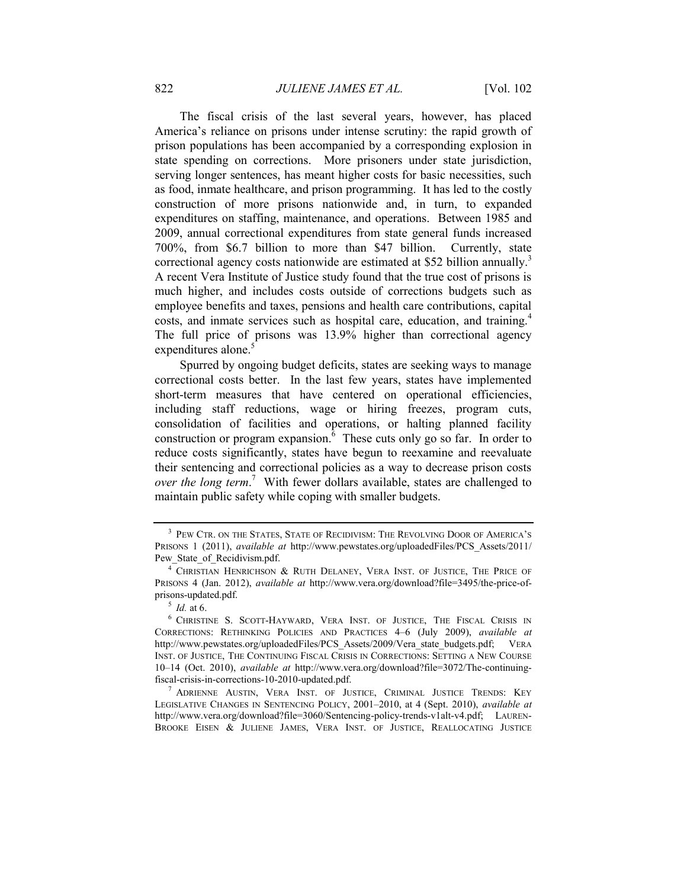The fiscal crisis of the last several years, however, has placed America's reliance on prisons under intense scrutiny: the rapid growth of prison populations has been accompanied by a corresponding explosion in state spending on corrections. More prisoners under state jurisdiction, serving longer sentences, has meant higher costs for basic necessities, such as food, inmate healthcare, and prison programming. It has led to the costly construction of more prisons nationwide and, in turn, to expanded expenditures on staffing, maintenance, and operations. Between 1985 and 2009, annual correctional expenditures from state general funds increased 700%, from \$6.7 billion to more than \$47 billion. Currently, state correctional agency costs nationwide are estimated at \$52 billion annually.[3] A recent Vera Institute of Justice study found that the true cost of prisons is much higher, and includes costs outside of corrections budgets such as employee benefits and taxes, pensions and health care contributions, capital costs, and inmate services such as hospital care, education, and training.[4] The full price of prisons was 13.9% higher than correctional agency expenditures alone.[5]

Spurred by ongoing budget deficits, states are seeking ways to manage correctional costs better. In the last few years, states have implemented short-term measures that have centered on operational efficiencies, including staff reductions, wage or hiring freezes, program cuts, consolidation of facilities and operations, or halting planned facility construction or program expansion.[6] These cuts only go so far. In order to reduce costs significantly, states have begun to reexamine and reevaluate their sentencing and correctional policies as a way to decrease prison costs *over the long term*.[7] With fewer dollars available, states are challenged to maintain public safety while coping with smaller budgets.

---

[3] PEW CTR. ON THE STATES, STATE OF RECIDIVISM: THE REVOLVING DOOR OF AMERICA'S PRISONS 1 (2011), *available at* http://www.pewstates.org/uploadedFiles/PCS_Assets/2011/Pew_State_of_Recidivism.pdf.

[4] CHRISTIAN HENRICHSON & RUTH DELANEY, VERA INST. OF JUSTICE, THE PRICE OF PRISONS 4 (Jan. 2012), *available at* http://www.vera.org/download?file=3495/the-price-of-prisons-updated.pdf.

[5] *Id.* at 6.

[6] CHRISTINE S. SCOTT-HAYWARD, VERA INST. OF JUSTICE, THE FISCAL CRISIS IN CORRECTIONS: RETHINKING POLICIES AND PRACTICES 4–6 (July 2009), *available at* http://www.pewstates.org/uploadedFiles/PCS_Assets/2009/Vera_state_budgets.pdf; VERA INST. OF JUSTICE, THE CONTINUING FISCAL CRISIS IN CORRECTIONS: SETTING A NEW COURSE 10–14 (Oct. 2010), *available at* http://www.vera.org/download?file=3072/The-continuing-fiscal-crisis-in-corrections-10-2010-updated.pdf.

[7] ADRIENNE AUSTIN, VERA INST. OF JUSTICE, CRIMINAL JUSTICE TRENDS: KEY LEGISLATIVE CHANGES IN SENTENCING POLICY, 2001–2010, at 4 (Sept. 2010), *available at* http://www.vera.org/download?file=3060/Sentencing-policy-trends-v1alt-v4.pdf; LAUREN-BROOKE EISEN & JULIENE JAMES, VERA INST. OF JUSTICE, REALLOCATING JUSTICE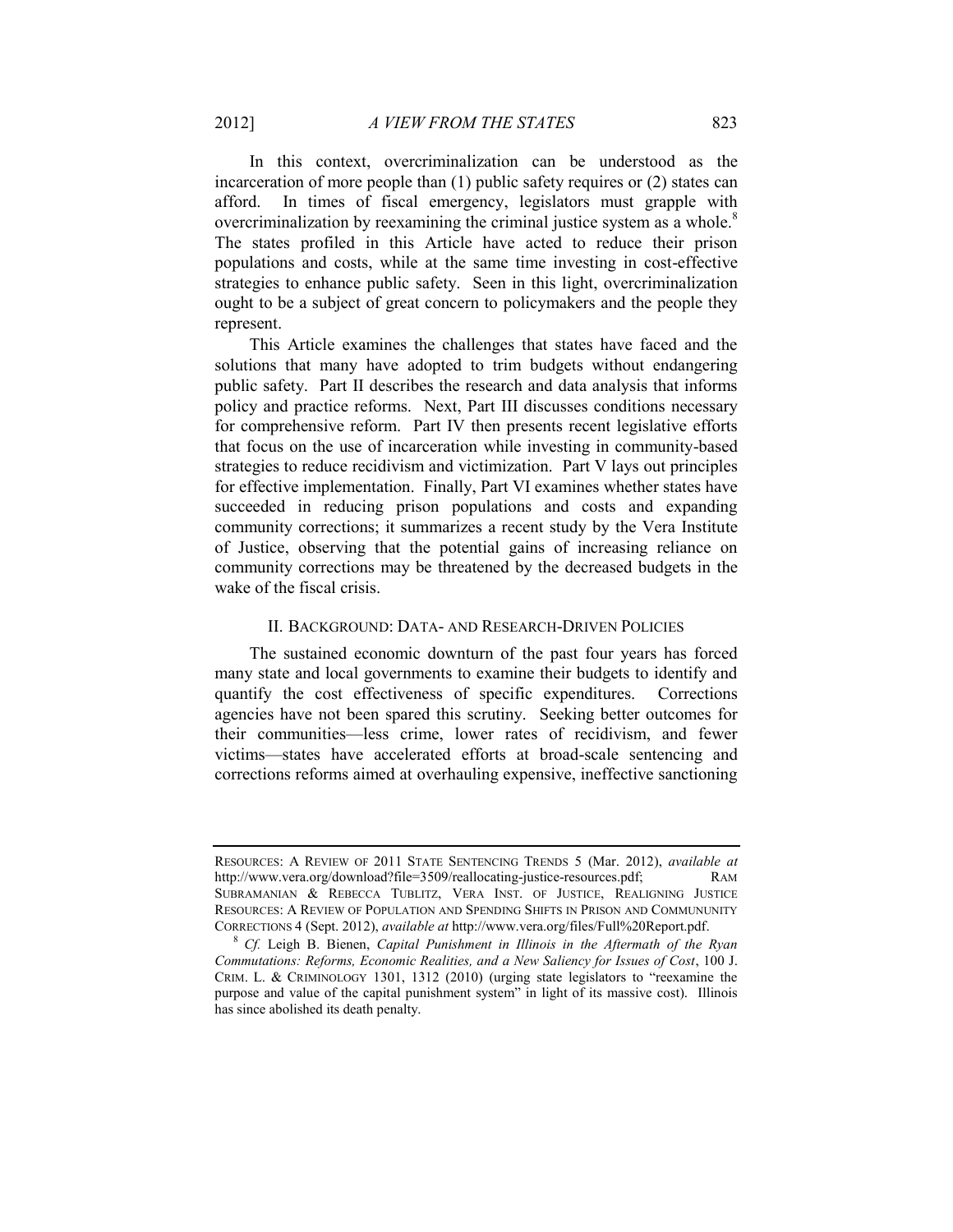In this context, overcriminalization can be understood as the incarceration of more people than (1) public safety requires or (2) states can afford. In times of fiscal emergency, legislators must grapple with overcriminalization by reexamining the criminal justice system as a whole.[8] The states profiled in this Article have acted to reduce their prison populations and costs, while at the same time investing in cost-effective strategies to enhance public safety. Seen in this light, overcriminalization ought to be a subject of great concern to policymakers and the people they represent.

This Article examines the challenges that states have faced and the solutions that many have adopted to trim budgets without endangering public safety. Part II describes the research and data analysis that informs policy and practice reforms. Next, Part III discusses conditions necessary for comprehensive reform. Part IV then presents recent legislative efforts that focus on the use of incarceration while investing in community-based strategies to reduce recidivism and victimization. Part V lays out principles for effective implementation. Finally, Part VI examines whether states have succeeded in reducing prison populations and costs and expanding community corrections; it summarizes a recent study by the Vera Institute of Justice, observing that the potential gains of increasing reliance on community corrections may be threatened by the decreased budgets in the wake of the fiscal crisis.

## II. BACKGROUND: DATA- AND RESEARCH-DRIVEN POLICIES

The sustained economic downturn of the past four years has forced many state and local governments to examine their budgets to identify and quantify the cost effectiveness of specific expenditures. Corrections agencies have not been spared this scrutiny. Seeking better outcomes for their communities—less crime, lower rates of recidivism, and fewer victims—states have accelerated efforts at broad-scale sentencing and corrections reforms aimed at overhauling expensive, ineffective sanctioning

---

RESOURCES: A REVIEW OF 2011 STATE SENTENCING TRENDS 5 (Mar. 2012), *available at* http://www.vera.org/download?file=3509/reallocating-justice-resources.pdf; RAM SUBRAMANIAN & REBECCA TUBLITZ, VERA INST. OF JUSTICE, REALIGNING JUSTICE RESOURCES: A REVIEW OF POPULATION AND SPENDING SHIFTS IN PRISON AND COMMUNUNITY CORRECTIONS 4 (Sept. 2012), *available at* http://www.vera.org/files/Full%20Report.pdf.

[8] *Cf.* Leigh B. Bienen, *Capital Punishment in Illinois in the Aftermath of the Ryan Commutations: Reforms, Economic Realities, and a New Saliency for Issues of Cost*, 100 J. CRIM. L. & CRIMINOLOGY 1301, 1312 (2010) (urging state legislators to "reexamine the purpose and value of the capital punishment system" in light of its massive cost). Illinois has since abolished its death penalty.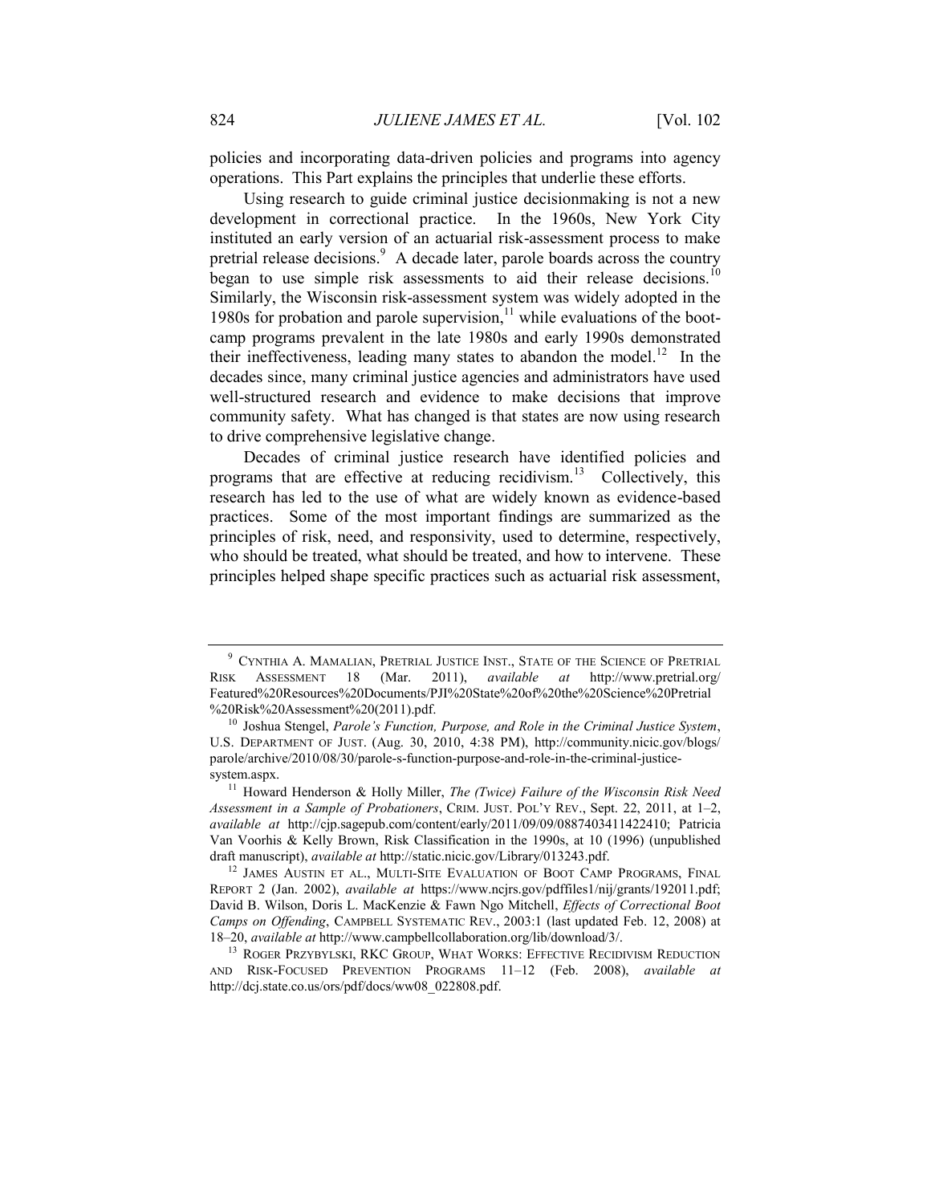policies and incorporating data-driven policies and programs into agency operations. This Part explains the principles that underlie these efforts.

Using research to guide criminal justice decisionmaking is not a new development in correctional practice. In the 1960s, New York City instituted an early version of an actuarial risk-assessment process to make pretrial release decisions.[9] A decade later, parole boards across the country began to use simple risk assessments to aid their release decisions.[10] Similarly, the Wisconsin risk-assessment system was widely adopted in the 1980s for probation and parole supervision,[11] while evaluations of the boot-camp programs prevalent in the late 1980s and early 1990s demonstrated their ineffectiveness, leading many states to abandon the model.[12] In the decades since, many criminal justice agencies and administrators have used well-structured research and evidence to make decisions that improve community safety. What has changed is that states are now using research to drive comprehensive legislative change.

Decades of criminal justice research have identified policies and programs that are effective at reducing recidivism.[13] Collectively, this research has led to the use of what are widely known as evidence-based practices. Some of the most important findings are summarized as the principles of risk, need, and responsivity, used to determine, respectively, who should be treated, what should be treated, and how to intervene. These principles helped shape specific practices such as actuarial risk assessment,

---

[9] CYNTHIA A. MAMALIAN, PRETRIAL JUSTICE INST., STATE OF THE SCIENCE OF PRETRIAL RISK ASSESSMENT 18 (Mar. 2011), *available at* http://www.pretrial.org/Featured%20Resources%20Documents/PJI%20State%20of%20the%20Science%20Pretrial%20Risk%20Assessment%20(2011).pdf.

[10] Joshua Stengel, *Parole's Function, Purpose, and Role in the Criminal Justice System*, U.S. DEPARTMENT OF JUST. (Aug. 30, 2010, 4:38 PM), http://community.nicic.gov/blogs/parole/archive/2010/08/30/parole-s-function-purpose-and-role-in-the-criminal-justice-system.aspx.

[11] Howard Henderson & Holly Miller, *The (Twice) Failure of the Wisconsin Risk Need Assessment in a Sample of Probationers*, CRIM. JUST. POL'Y REV., Sept. 22, 2011, at 1–2, *available at* http://cjp.sagepub.com/content/early/2011/09/09/0887403411422410; Patricia Van Voorhis & Kelly Brown, Risk Classification in the 1990s, at 10 (1996) (unpublished draft manuscript), *available at* http://static.nicic.gov/Library/013243.pdf.

[12] JAMES AUSTIN ET AL., MULTI-SITE EVALUATION OF BOOT CAMP PROGRAMS, FINAL REPORT 2 (Jan. 2002), *available at* https://www.ncjrs.gov/pdffiles1/nij/grants/192011.pdf; David B. Wilson, Doris L. MacKenzie & Fawn Ngo Mitchell, *Effects of Correctional Boot Camps on Offending*, CAMPBELL SYSTEMATIC REV., 2003:1 (last updated Feb. 12, 2008) at 18–20, *available at* http://www.campbellcollaboration.org/lib/download/3/.

[13] ROGER PRZYBYLSKI, RKC GROUP, WHAT WORKS: EFFECTIVE RECIDIVISM REDUCTION AND RISK-FOCUSED PREVENTION PROGRAMS 11–12 (Feb. 2008), *available at* http://dcj.state.co.us/ors/pdf/docs/ww08_022808.pdf.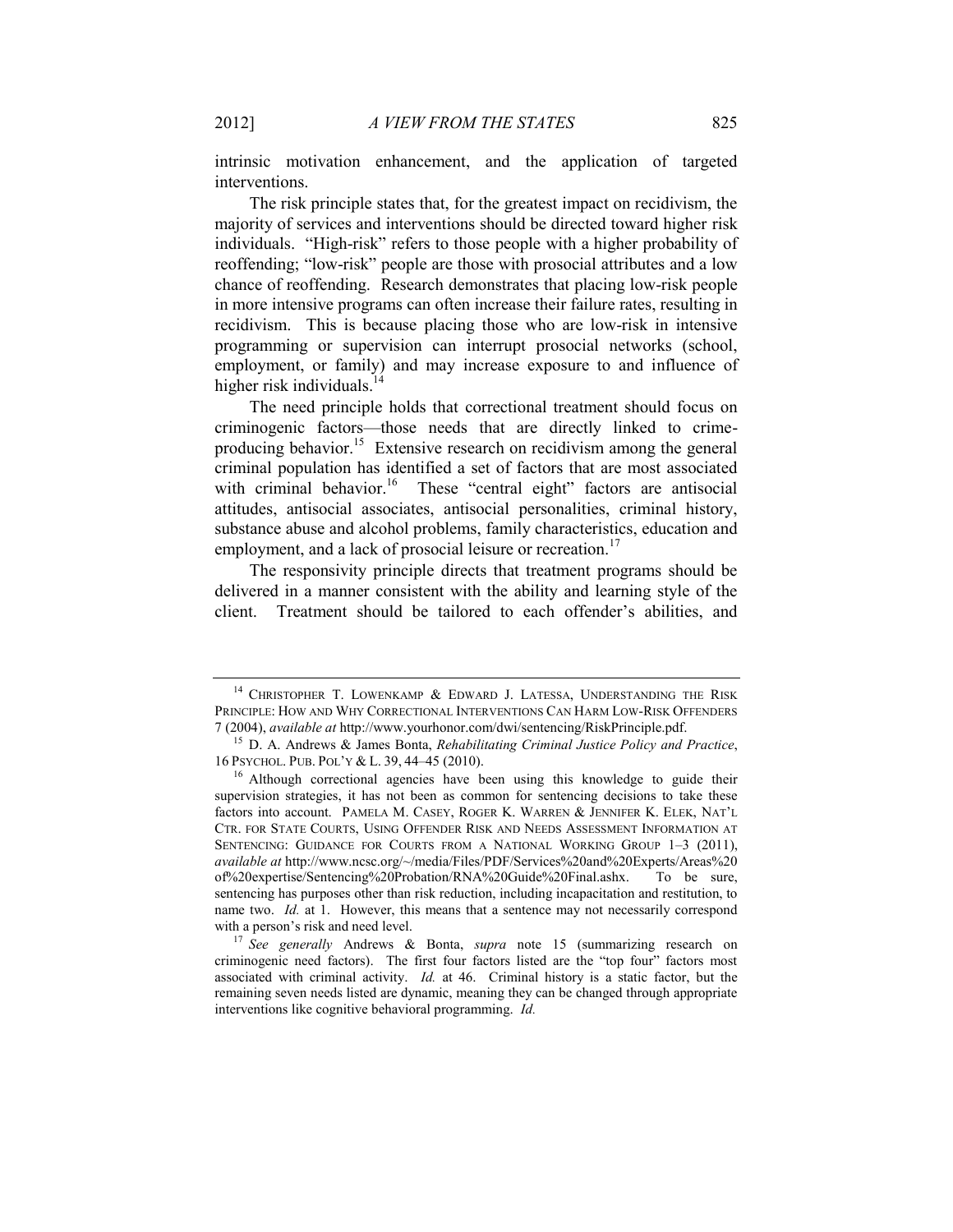intrinsic motivation enhancement, and the application of targeted interventions.

The risk principle states that, for the greatest impact on recidivism, the majority of services and interventions should be directed toward higher risk individuals. "High-risk" refers to those people with a higher probability of reoffending; "low-risk" people are those with prosocial attributes and a low chance of reoffending. Research demonstrates that placing low-risk people in more intensive programs can often increase their failure rates, resulting in recidivism. This is because placing those who are low-risk in intensive programming or supervision can interrupt prosocial networks (school, employment, or family) and may increase exposure to and influence of higher risk individuals.[14]

The need principle holds that correctional treatment should focus on criminogenic factors—those needs that are directly linked to crime-producing behavior.[15] Extensive research on recidivism among the general criminal population has identified a set of factors that are most associated with criminal behavior.[16] These "central eight" factors are antisocial attitudes, antisocial associates, antisocial personalities, criminal history, substance abuse and alcohol problems, family characteristics, education and employment, and a lack of prosocial leisure or recreation.[17]

The responsivity principle directs that treatment programs should be delivered in a manner consistent with the ability and learning style of the client. Treatment should be tailored to each offender's abilities, and

---

[14] CHRISTOPHER T. LOWENKAMP & EDWARD J. LATESSA, UNDERSTANDING THE RISK PRINCIPLE: HOW AND WHY CORRECTIONAL INTERVENTIONS CAN HARM LOW-RISK OFFENDERS 7 (2004), *available at* http://www.yourhonor.com/dwi/sentencing/RiskPrinciple.pdf.

[15] D. A. Andrews & James Bonta, *Rehabilitating Criminal Justice Policy and Practice*, 16 PSYCHOL. PUB. POL'Y & L. 39, 44–45 (2010).

[16] Although correctional agencies have been using this knowledge to guide their supervision strategies, it has not been as common for sentencing decisions to take these factors into account. PAMELA M. CASEY, ROGER K. WARREN & JENNIFER K. ELEK, NAT'L CTR. FOR STATE COURTS, USING OFFENDER RISK AND NEEDS ASSESSMENT INFORMATION AT SENTENCING: GUIDANCE FOR COURTS FROM A NATIONAL WORKING GROUP 1–3 (2011), *available at* http://www.ncsc.org/~/media/Files/PDF/Services%20and%20Experts/Areas%20of%20expertise/Sentencing%20Probation/RNA%20Guide%20Final.ashx. To be sure, sentencing has purposes other than risk reduction, including incapacitation and restitution, to name two. *Id.* at 1. However, this means that a sentence may not necessarily correspond with a person's risk and need level.

[17] *See generally* Andrews & Bonta, *supra* note 15 (summarizing research on criminogenic need factors). The first four factors listed are the "top four" factors most associated with criminal activity. *Id.* at 46. Criminal history is a static factor, but the remaining seven needs listed are dynamic, meaning they can be changed through appropriate interventions like cognitive behavioral programming. *Id.*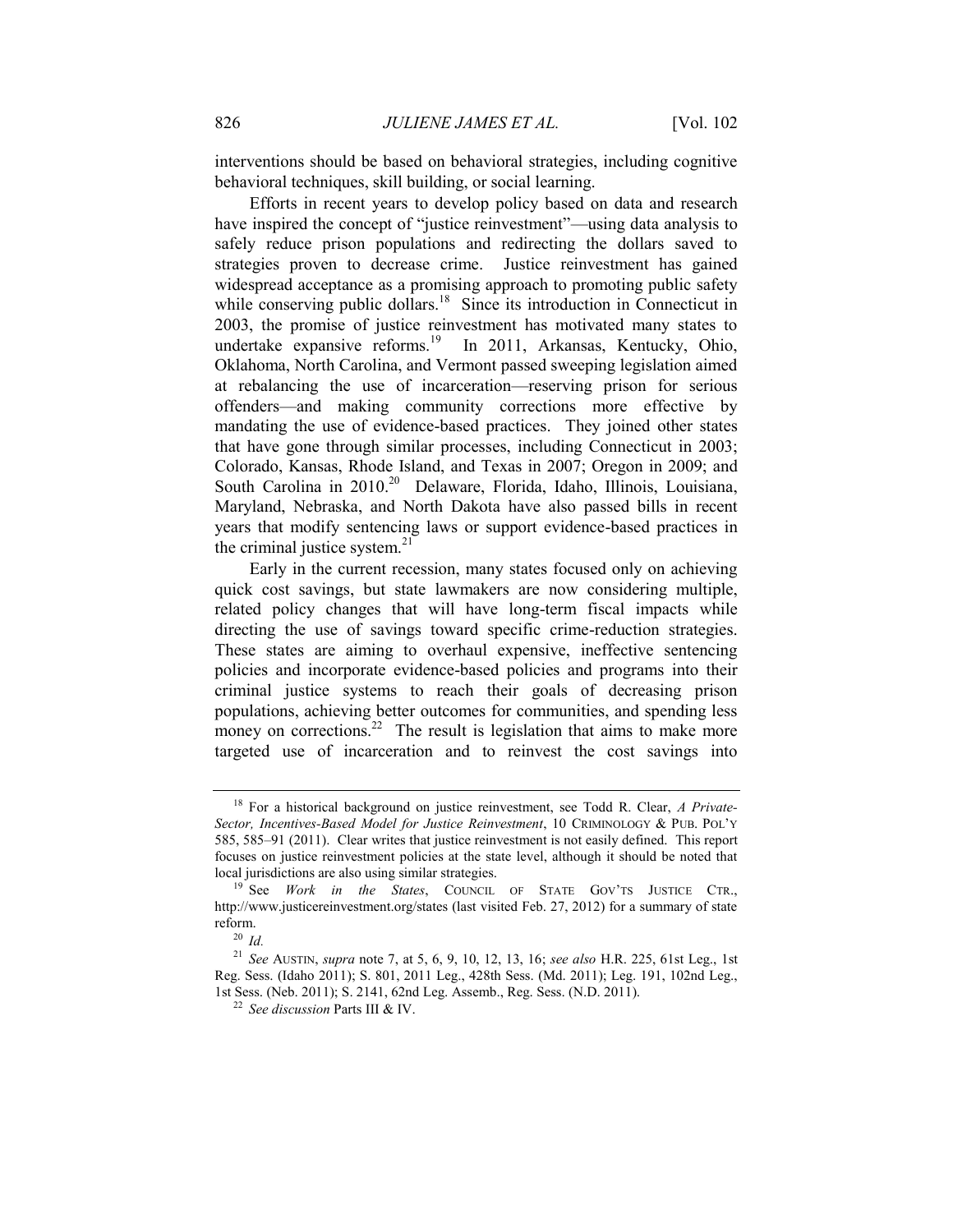interventions should be based on behavioral strategies, including cognitive behavioral techniques, skill building, or social learning.

Efforts in recent years to develop policy based on data and research have inspired the concept of "justice reinvestment"—using data analysis to safely reduce prison populations and redirecting the dollars saved to strategies proven to decrease crime. Justice reinvestment has gained widespread acceptance as a promising approach to promoting public safety while conserving public dollars.[18] Since its introduction in Connecticut in 2003, the promise of justice reinvestment has motivated many states to undertake expansive reforms.[19] In 2011, Arkansas, Kentucky, Ohio, Oklahoma, North Carolina, and Vermont passed sweeping legislation aimed at rebalancing the use of incarceration—reserving prison for serious offenders—and making community corrections more effective by mandating the use of evidence-based practices. They joined other states that have gone through similar processes, including Connecticut in 2003; Colorado, Kansas, Rhode Island, and Texas in 2007; Oregon in 2009; and South Carolina in 2010.[20] Delaware, Florida, Idaho, Illinois, Louisiana, Maryland, Nebraska, and North Dakota have also passed bills in recent years that modify sentencing laws or support evidence-based practices in the criminal justice system.[21]

Early in the current recession, many states focused only on achieving quick cost savings, but state lawmakers are now considering multiple, related policy changes that will have long-term fiscal impacts while directing the use of savings toward specific crime-reduction strategies. These states are aiming to overhaul expensive, ineffective sentencing policies and incorporate evidence-based policies and programs into their criminal justice systems to reach their goals of decreasing prison populations, achieving better outcomes for communities, and spending less money on corrections.[22] The result is legislation that aims to make more targeted use of incarceration and to reinvest the cost savings into

---

[18] For a historical background on justice reinvestment, see Todd R. Clear, *A Private-Sector, Incentives-Based Model for Justice Reinvestment*, 10 CRIMINOLOGY & PUB. POL'Y 585, 585–91 (2011). Clear writes that justice reinvestment is not easily defined. This report focuses on justice reinvestment policies at the state level, although it should be noted that local jurisdictions are also using similar strategies.

[19] See *Work in the States*, COUNCIL OF STATE GOV'TS JUSTICE CTR., http://www.justicereinvestment.org/states (last visited Feb. 27, 2012) for a summary of state reform.

[20] *Id.*

[21] *See* AUSTIN, *supra* note 7, at 5, 6, 9, 10, 12, 13, 16; *see also* H.R. 225, 61st Leg., 1st Reg. Sess. (Idaho 2011); S. 801, 2011 Leg., 428th Sess. (Md. 2011); Leg. 191, 102nd Leg., 1st Sess. (Neb. 2011); S. 2141, 62nd Leg. Assemb., Reg. Sess. (N.D. 2011).

[22] *See discussion* Parts III & IV.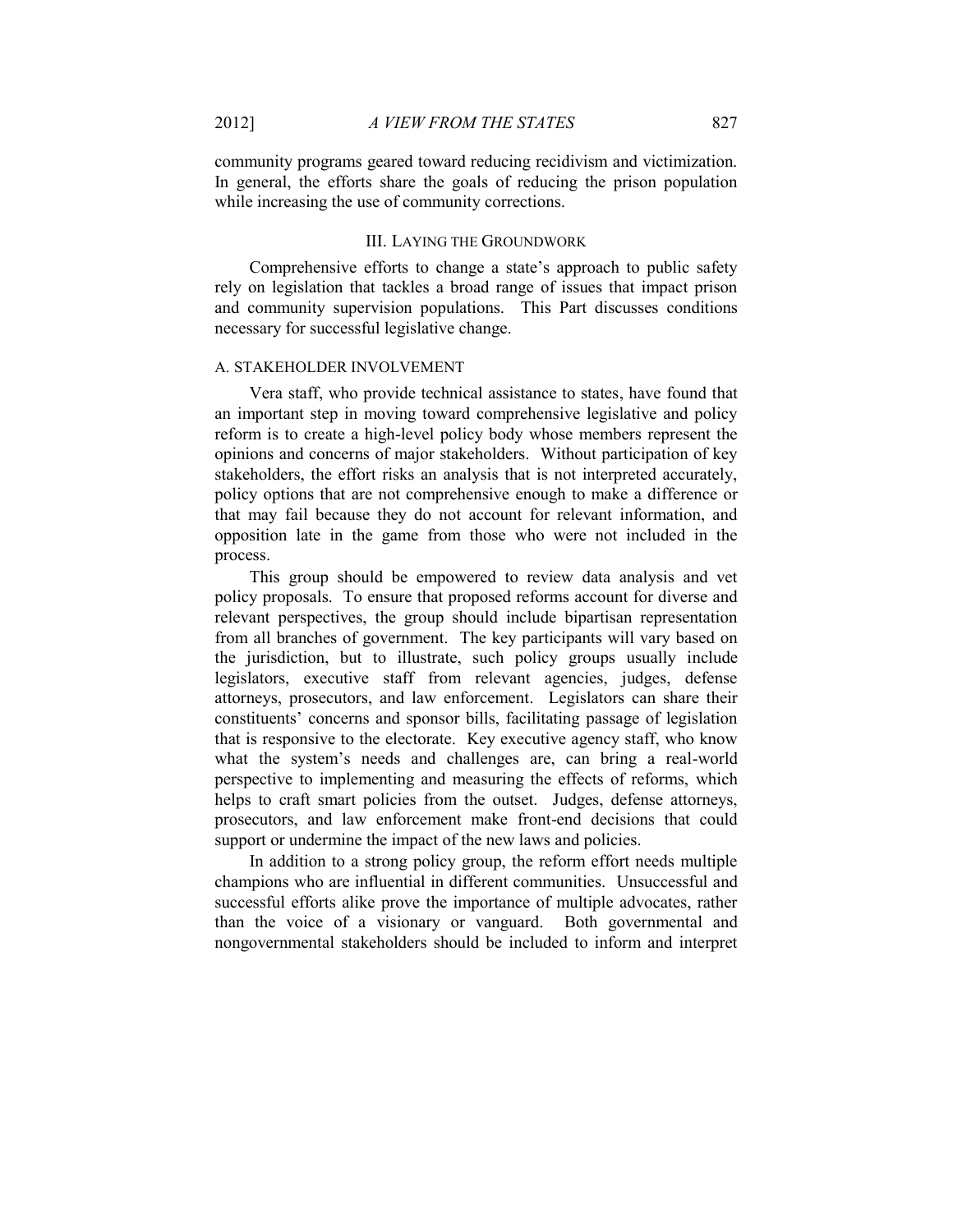community programs geared toward reducing recidivism and victimization. In general, the efforts share the goals of reducing the prison population while increasing the use of community corrections.

## III. LAYING THE GROUNDWORK

Comprehensive efforts to change a state's approach to public safety rely on legislation that tackles a broad range of issues that impact prison and community supervision populations. This Part discusses conditions necessary for successful legislative change.

### A. STAKEHOLDER INVOLVEMENT

Vera staff, who provide technical assistance to states, have found that an important step in moving toward comprehensive legislative and policy reform is to create a high-level policy body whose members represent the opinions and concerns of major stakeholders. Without participation of key stakeholders, the effort risks an analysis that is not interpreted accurately, policy options that are not comprehensive enough to make a difference or that may fail because they do not account for relevant information, and opposition late in the game from those who were not included in the process.

This group should be empowered to review data analysis and vet policy proposals. To ensure that proposed reforms account for diverse and relevant perspectives, the group should include bipartisan representation from all branches of government. The key participants will vary based on the jurisdiction, but to illustrate, such policy groups usually include legislators, executive staff from relevant agencies, judges, defense attorneys, prosecutors, and law enforcement. Legislators can share their constituents' concerns and sponsor bills, facilitating passage of legislation that is responsive to the electorate. Key executive agency staff, who know what the system's needs and challenges are, can bring a real-world perspective to implementing and measuring the effects of reforms, which helps to craft smart policies from the outset. Judges, defense attorneys, prosecutors, and law enforcement make front-end decisions that could support or undermine the impact of the new laws and policies.

In addition to a strong policy group, the reform effort needs multiple champions who are influential in different communities. Unsuccessful and successful efforts alike prove the importance of multiple advocates, rather than the voice of a visionary or vanguard. Both governmental and nongovernmental stakeholders should be included to inform and interpret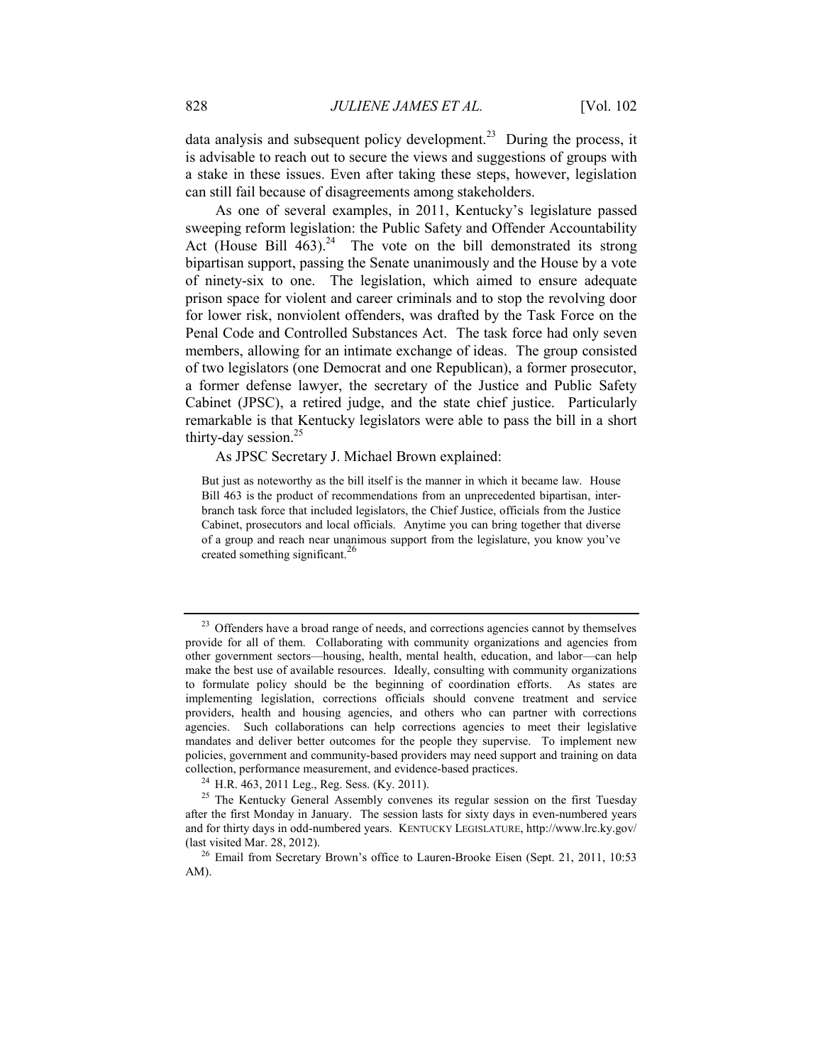data analysis and subsequent policy development.[23] During the process, it is advisable to reach out to secure the views and suggestions of groups with a stake in these issues. Even after taking these steps, however, legislation can still fail because of disagreements among stakeholders.

As one of several examples, in 2011, Kentucky's legislature passed sweeping reform legislation: the Public Safety and Offender Accountability Act (House Bill 463).[24] The vote on the bill demonstrated its strong bipartisan support, passing the Senate unanimously and the House by a vote of ninety-six to one. The legislation, which aimed to ensure adequate prison space for violent and career criminals and to stop the revolving door for lower risk, nonviolent offenders, was drafted by the Task Force on the Penal Code and Controlled Substances Act. The task force had only seven members, allowing for an intimate exchange of ideas. The group consisted of two legislators (one Democrat and one Republican), a former prosecutor, a former defense lawyer, the secretary of the Justice and Public Safety Cabinet (JPSC), a retired judge, and the state chief justice. Particularly remarkable is that Kentucky legislators were able to pass the bill in a short thirty-day session.[25]

As JPSC Secretary J. Michael Brown explained:

> But just as noteworthy as the bill itself is the manner in which it became law. House Bill 463 is the product of recommendations from an unprecedented bipartisan, inter-branch task force that included legislators, the Chief Justice, officials from the Justice Cabinet, prosecutors and local officials. Anytime you can bring together that diverse of a group and reach near unanimous support from the legislature, you know you've created something significant.[26]

---

[23] Offenders have a broad range of needs, and corrections agencies cannot by themselves provide for all of them. Collaborating with community organizations and agencies from other government sectors—housing, health, mental health, education, and labor—can help make the best use of available resources. Ideally, consulting with community organizations to formulate policy should be the beginning of coordination efforts. As states are implementing legislation, corrections officials should convene treatment and service providers, health and housing agencies, and others who can partner with corrections agencies. Such collaborations can help corrections agencies to meet their legislative mandates and deliver better outcomes for the people they supervise. To implement new policies, government and community-based providers may need support and training on data collection, performance measurement, and evidence-based practices.

[24] H.R. 463, 2011 Leg., Reg. Sess. (Ky. 2011).

[25] The Kentucky General Assembly convenes its regular session on the first Tuesday after the first Monday in January. The session lasts for sixty days in even-numbered years and for thirty days in odd-numbered years. KENTUCKY LEGISLATURE, http://www.lrc.ky.gov/ (last visited Mar. 28, 2012).

[26] Email from Secretary Brown's office to Lauren-Brooke Eisen (Sept. 21, 2011, 10:53 AM).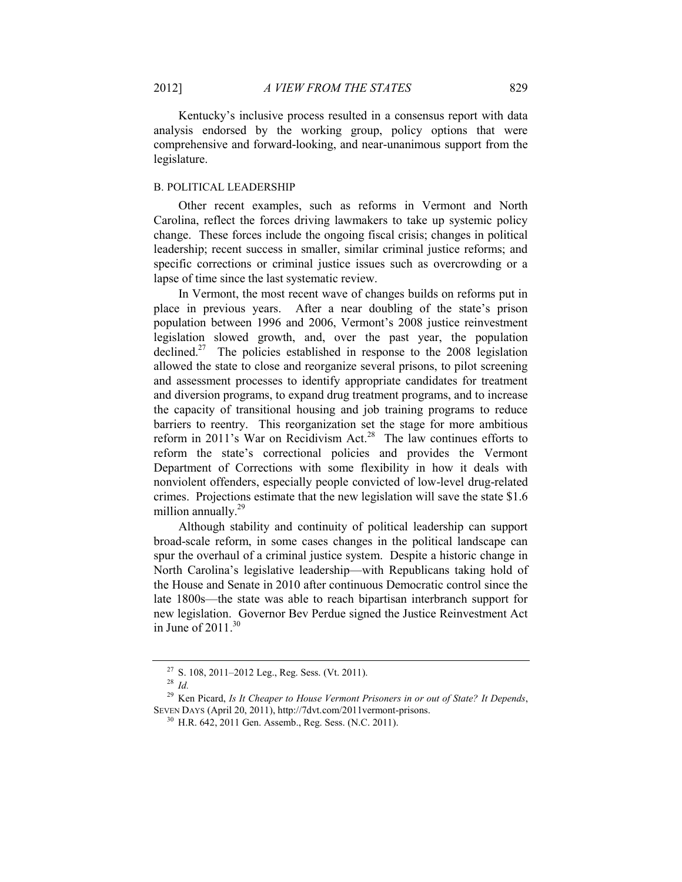Kentucky's inclusive process resulted in a consensus report with data analysis endorsed by the working group, policy options that were comprehensive and forward-looking, and near-unanimous support from the legislature.

### B. POLITICAL LEADERSHIP

Other recent examples, such as reforms in Vermont and North Carolina, reflect the forces driving lawmakers to take up systemic policy change. These forces include the ongoing fiscal crisis; changes in political leadership; recent success in smaller, similar criminal justice reforms; and specific corrections or criminal justice issues such as overcrowding or a lapse of time since the last systematic review.

In Vermont, the most recent wave of changes builds on reforms put in place in previous years. After a near doubling of the state's prison population between 1996 and 2006, Vermont's 2008 justice reinvestment legislation slowed growth, and, over the past year, the population declined.[27] The policies established in response to the 2008 legislation allowed the state to close and reorganize several prisons, to pilot screening and assessment processes to identify appropriate candidates for treatment and diversion programs, to expand drug treatment programs, and to increase the capacity of transitional housing and job training programs to reduce barriers to reentry. This reorganization set the stage for more ambitious reform in 2011's War on Recidivism Act.[28] The law continues efforts to reform the state's correctional policies and provides the Vermont Department of Corrections with some flexibility in how it deals with nonviolent offenders, especially people convicted of low-level drug-related crimes. Projections estimate that the new legislation will save the state $1.6 million annually.[29]

Although stability and continuity of political leadership can support broad-scale reform, in some cases changes in the political landscape can spur the overhaul of a criminal justice system. Despite a historic change in North Carolina's legislative leadership—with Republicans taking hold of the House and Senate in 2010 after continuous Democratic control since the late 1800s—the state was able to reach bipartisan interbranch support for new legislation. Governor Bev Perdue signed the Justice Reinvestment Act in June of 2011.[30]

---

[27] S. 108, 2011–2012 Leg., Reg. Sess. (Vt. 2011).

[28] *Id.*

[29] Ken Picard, *Is It Cheaper to House Vermont Prisoners in or out of State? It Depends*, SEVEN DAYS (April 20, 2011), http://7dvt.com/2011vermont-prisons.

[30] H.R. 642, 2011 Gen. Assemb., Reg. Sess. (N.C. 2011).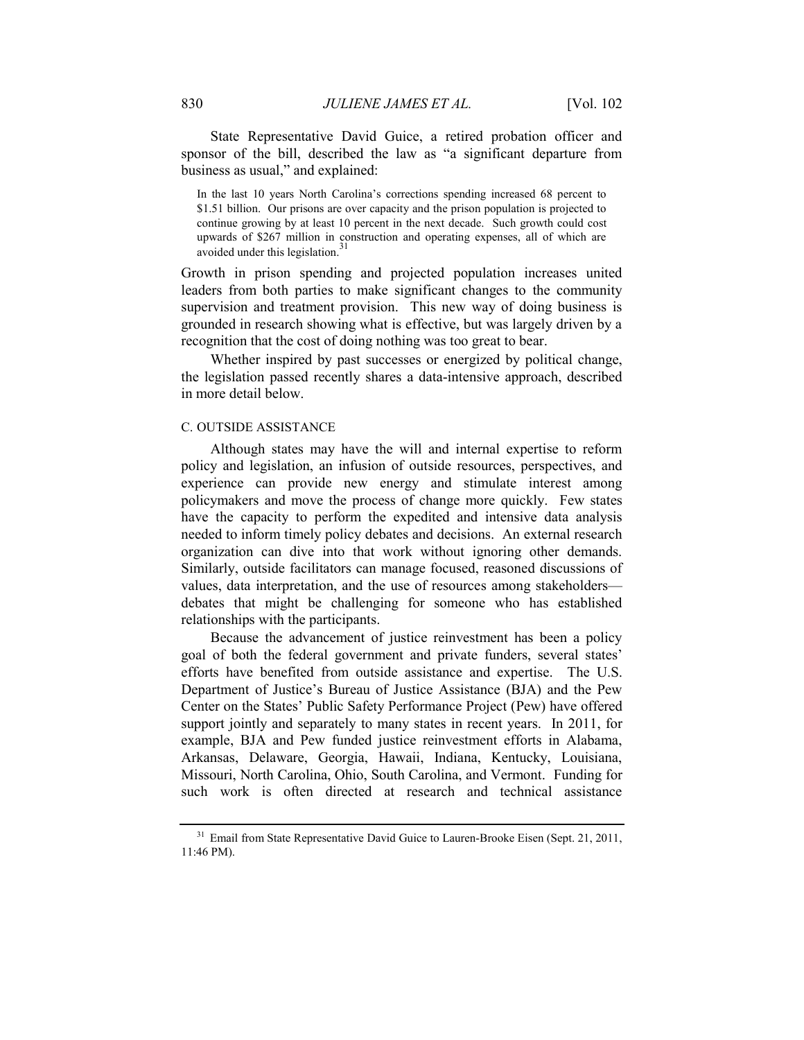State Representative David Guice, a retired probation officer and sponsor of the bill, described the law as "a significant departure from business as usual," and explained:

> In the last 10 years North Carolina's corrections spending increased 68 percent to $1.51 billion. Our prisons are over capacity and the prison population is projected to continue growing by at least 10 percent in the next decade. Such growth could cost upwards of $267 million in construction and operating expenses, all of which are avoided under this legislation.[31]

Growth in prison spending and projected population increases united leaders from both parties to make significant changes to the community supervision and treatment provision. This new way of doing business is grounded in research showing what is effective, but was largely driven by a recognition that the cost of doing nothing was too great to bear.

Whether inspired by past successes or energized by political change, the legislation passed recently shares a data-intensive approach, described in more detail below.

### C. OUTSIDE ASSISTANCE

Although states may have the will and internal expertise to reform policy and legislation, an infusion of outside resources, perspectives, and experience can provide new energy and stimulate interest among policymakers and move the process of change more quickly. Few states have the capacity to perform the expedited and intensive data analysis needed to inform timely policy debates and decisions. An external research organization can dive into that work without ignoring other demands. Similarly, outside facilitators can manage focused, reasoned discussions of values, data interpretation, and the use of resources among stakeholders—debates that might be challenging for someone who has established relationships with the participants.

Because the advancement of justice reinvestment has been a policy goal of both the federal government and private funders, several states' efforts have benefited from outside assistance and expertise. The U.S. Department of Justice's Bureau of Justice Assistance (BJA) and the Pew Center on the States' Public Safety Performance Project (Pew) have offered support jointly and separately to many states in recent years. In 2011, for example, BJA and Pew funded justice reinvestment efforts in Alabama, Arkansas, Delaware, Georgia, Hawaii, Indiana, Kentucky, Louisiana, Missouri, North Carolina, Ohio, South Carolina, and Vermont. Funding for such work is often directed at research and technical assistance

---

[31] Email from State Representative David Guice to Lauren-Brooke Eisen (Sept. 21, 2011, 11:46 PM).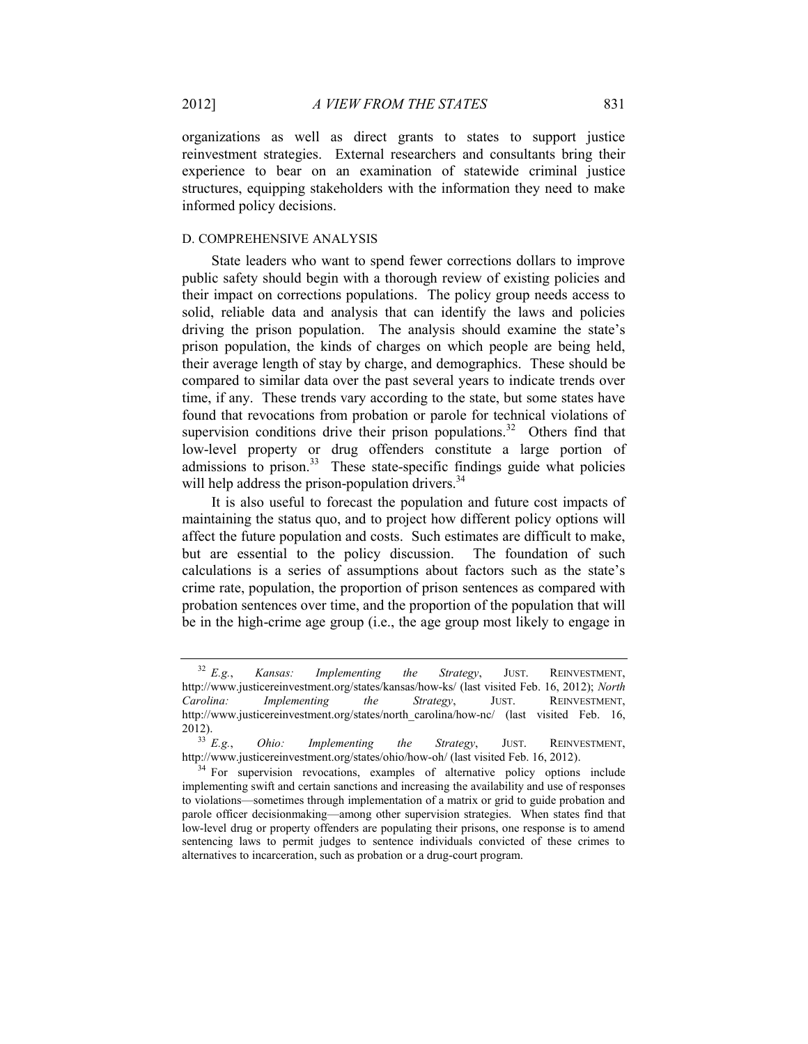organizations as well as direct grants to states to support justice reinvestment strategies. External researchers and consultants bring their experience to bear on an examination of statewide criminal justice structures, equipping stakeholders with the information they need to make informed policy decisions.

### D. COMPREHENSIVE ANALYSIS

State leaders who want to spend fewer corrections dollars to improve public safety should begin with a thorough review of existing policies and their impact on corrections populations. The policy group needs access to solid, reliable data and analysis that can identify the laws and policies driving the prison population. The analysis should examine the state's prison population, the kinds of charges on which people are being held, their average length of stay by charge, and demographics. These should be compared to similar data over the past several years to indicate trends over time, if any. These trends vary according to the state, but some states have found that revocations from probation or parole for technical violations of supervision conditions drive their prison populations.[32] Others find that low-level property or drug offenders constitute a large portion of admissions to prison.[33] These state-specific findings guide what policies will help address the prison-population drivers.[34]

It is also useful to forecast the population and future cost impacts of maintaining the status quo, and to project how different policy options will affect the future population and costs. Such estimates are difficult to make, but are essential to the policy discussion. The foundation of such calculations is a series of assumptions about factors such as the state's crime rate, population, the proportion of prison sentences as compared with probation sentences over time, and the proportion of the population that will be in the high-crime age group (i.e., the age group most likely to engage in

---

[32] *E.g.*, *Kansas: Implementing the Strategy*, JUST. REINVESTMENT, http://www.justicereinvestment.org/states/kansas/how-ks/ (last visited Feb. 16, 2012); *North Carolina: Implementing the Strategy*, JUST. REINVESTMENT, http://www.justicereinvestment.org/states/north_carolina/how-nc/ (last visited Feb. 16, 2012).

[33] *E.g.*, *Ohio: Implementing the Strategy*, JUST. REINVESTMENT, http://www.justicereinvestment.org/states/ohio/how-oh/ (last visited Feb. 16, 2012).

[34] For supervision revocations, examples of alternative policy options include implementing swift and certain sanctions and increasing the availability and use of responses to violations—sometimes through implementation of a matrix or grid to guide probation and parole officer decisionmaking—among other supervision strategies. When states find that low-level drug or property offenders are populating their prisons, one response is to amend sentencing laws to permit judges to sentence individuals convicted of these crimes to alternatives to incarceration, such as probation or a drug-court program.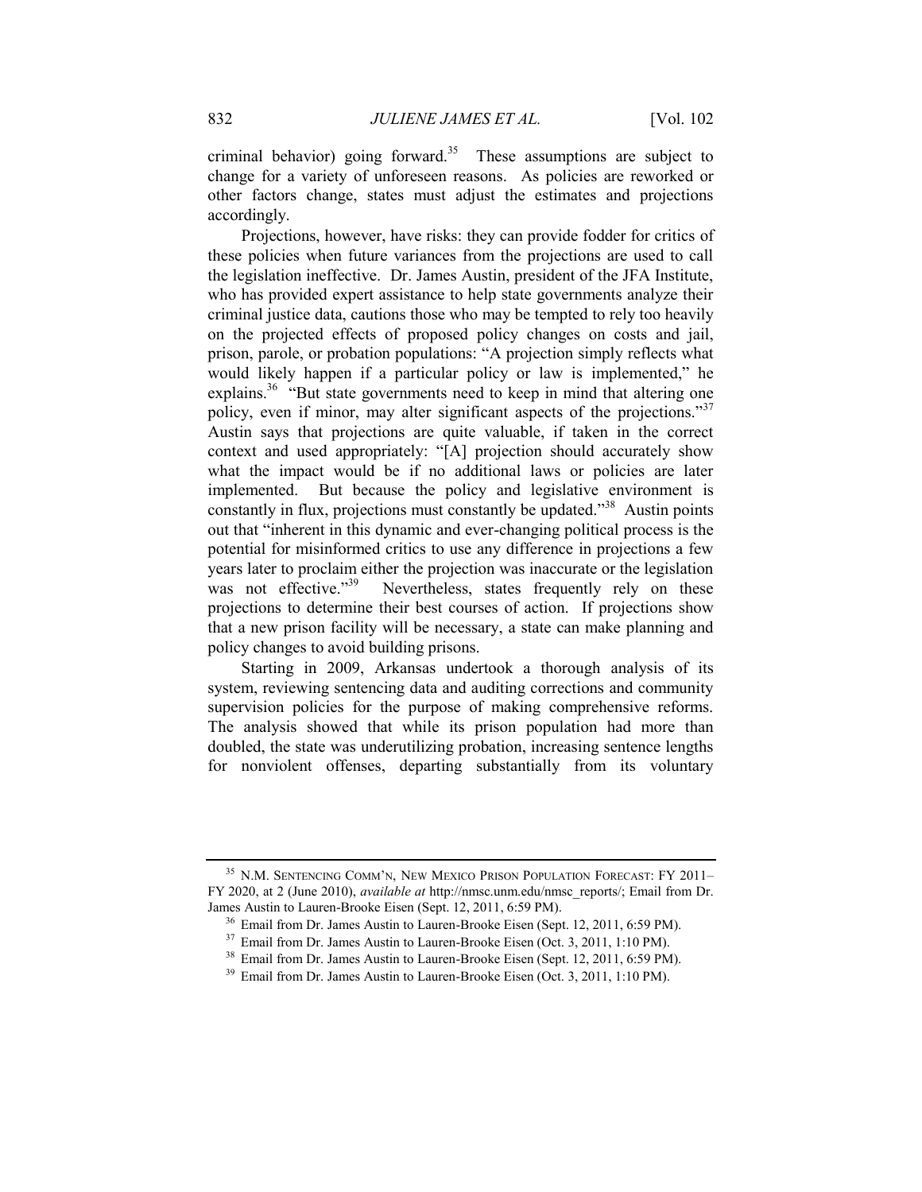criminal behavior) going forward.[35] These assumptions are subject to change for a variety of unforeseen reasons. As policies are reworked or other factors change, states must adjust the estimates and projections accordingly.

Projections, however, have risks: they can provide fodder for critics of these policies when future variances from the projections are used to call the legislation ineffective. Dr. James Austin, president of the JFA Institute, who has provided expert assistance to help state governments analyze their criminal justice data, cautions those who may be tempted to rely too heavily on the projected effects of proposed policy changes on costs and jail, prison, parole, or probation populations: "A projection simply reflects what would likely happen if a particular policy or law is implemented," he explains.[36] "But state governments need to keep in mind that altering one policy, even if minor, may alter significant aspects of the projections."[37] Austin says that projections are quite valuable, if taken in the correct context and used appropriately: "[A] projection should accurately show what the impact would be if no additional laws or policies are later implemented. But because the policy and legislative environment is constantly in flux, projections must constantly be updated."[38] Austin points out that "inherent in this dynamic and ever-changing political process is the potential for misinformed critics to use any difference in projections a few years later to proclaim either the projection was inaccurate or the legislation was not effective."[39] Nevertheless, states frequently rely on these projections to determine their best courses of action. If projections show that a new prison facility will be necessary, a state can make planning and policy changes to avoid building prisons.

Starting in 2009, Arkansas undertook a thorough analysis of its system, reviewing sentencing data and auditing corrections and community supervision policies for the purpose of making comprehensive reforms. The analysis showed that while its prison population had more than doubled, the state was underutilizing probation, increasing sentence lengths for nonviolent offenses, departing substantially from its voluntary

---

[35] N.M. SENTENCING COMM'N, NEW MEXICO PRISON POPULATION FORECAST: FY 2011–FY 2020, at 2 (June 2010), *available at* http://nmsc.unm.edu/nmsc_reports/; Email from Dr. James Austin to Lauren-Brooke Eisen (Sept. 12, 2011, 6:59 PM).

[36] Email from Dr. James Austin to Lauren-Brooke Eisen (Sept. 12, 2011, 6:59 PM).

[37] Email from Dr. James Austin to Lauren-Brooke Eisen (Oct. 3, 2011, 1:10 PM).

[38] Email from Dr. James Austin to Lauren-Brooke Eisen (Sept. 12, 2011, 6:59 PM).

[39] Email from Dr. James Austin to Lauren-Brooke Eisen (Oct. 3, 2011, 1:10 PM).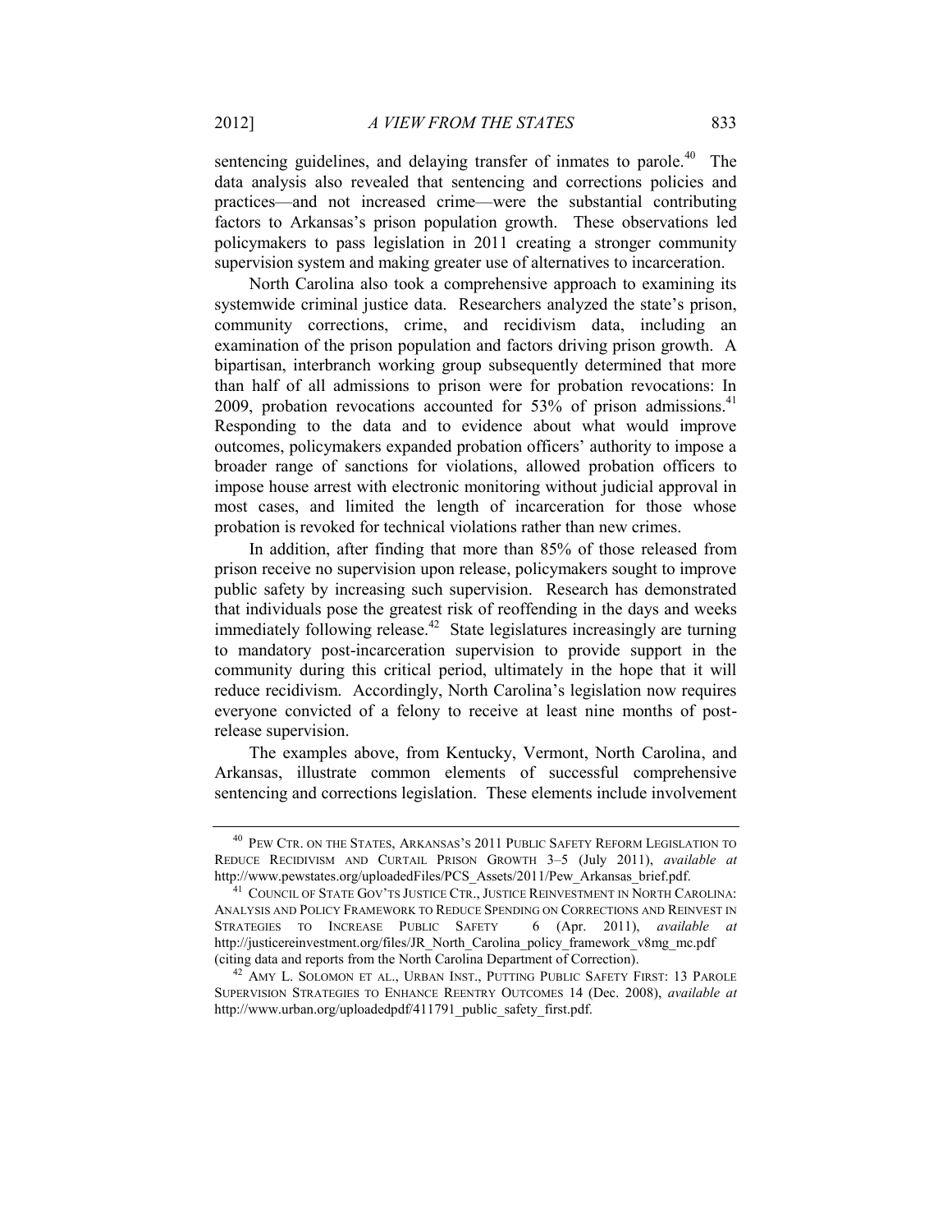sentencing guidelines, and delaying transfer of inmates to parole.[40] The data analysis also revealed that sentencing and corrections policies and practices—and not increased crime—were the substantial contributing factors to Arkansas's prison population growth. These observations led policymakers to pass legislation in 2011 creating a stronger community supervision system and making greater use of alternatives to incarceration.

North Carolina also took a comprehensive approach to examining its systemwide criminal justice data. Researchers analyzed the state's prison, community corrections, crime, and recidivism data, including an examination of the prison population and factors driving prison growth. A bipartisan, interbranch working group subsequently determined that more than half of all admissions to prison were for probation revocations: In 2009, probation revocations accounted for 53% of prison admissions.[41] Responding to the data and to evidence about what would improve outcomes, policymakers expanded probation officers' authority to impose a broader range of sanctions for violations, allowed probation officers to impose house arrest with electronic monitoring without judicial approval in most cases, and limited the length of incarceration for those whose probation is revoked for technical violations rather than new crimes.

In addition, after finding that more than 85% of those released from prison receive no supervision upon release, policymakers sought to improve public safety by increasing such supervision. Research has demonstrated that individuals pose the greatest risk of reoffending in the days and weeks immediately following release.[42] State legislatures increasingly are turning to mandatory post-incarceration supervision to provide support in the community during this critical period, ultimately in the hope that it will reduce recidivism. Accordingly, North Carolina's legislation now requires everyone convicted of a felony to receive at least nine months of post-release supervision.

The examples above, from Kentucky, Vermont, North Carolina, and Arkansas, illustrate common elements of successful comprehensive sentencing and corrections legislation. These elements include involvement

---

[40] PEW CTR. ON THE STATES, ARKANSAS'S 2011 PUBLIC SAFETY REFORM LEGISLATION TO REDUCE RECIDIVISM AND CURTAIL PRISON GROWTH 3–5 (July 2011), *available at* http://www.pewstates.org/uploadedFiles/PCS_Assets/2011/Pew_Arkansas_brief.pdf.

[41] COUNCIL OF STATE GOV'TS JUSTICE CTR., JUSTICE REINVESTMENT IN NORTH CAROLINA: ANALYSIS AND POLICY FRAMEWORK TO REDUCE SPENDING ON CORRECTIONS AND REINVEST IN STRATEGIES TO INCREASE PUBLIC SAFETY 6 (Apr. 2011), *available at* http://justicereinvestment.org/files/JR_North_Carolina_policy_framework_v8mg_mc.pdf (citing data and reports from the North Carolina Department of Correction).

[42] AMY L. SOLOMON ET AL., URBAN INST., PUTTING PUBLIC SAFETY FIRST: 13 PAROLE SUPERVISION STRATEGIES TO ENHANCE REENTRY OUTCOMES 14 (Dec. 2008), *available at* http://www.urban.org/uploadedpdf/411791_public_safety_first.pdf.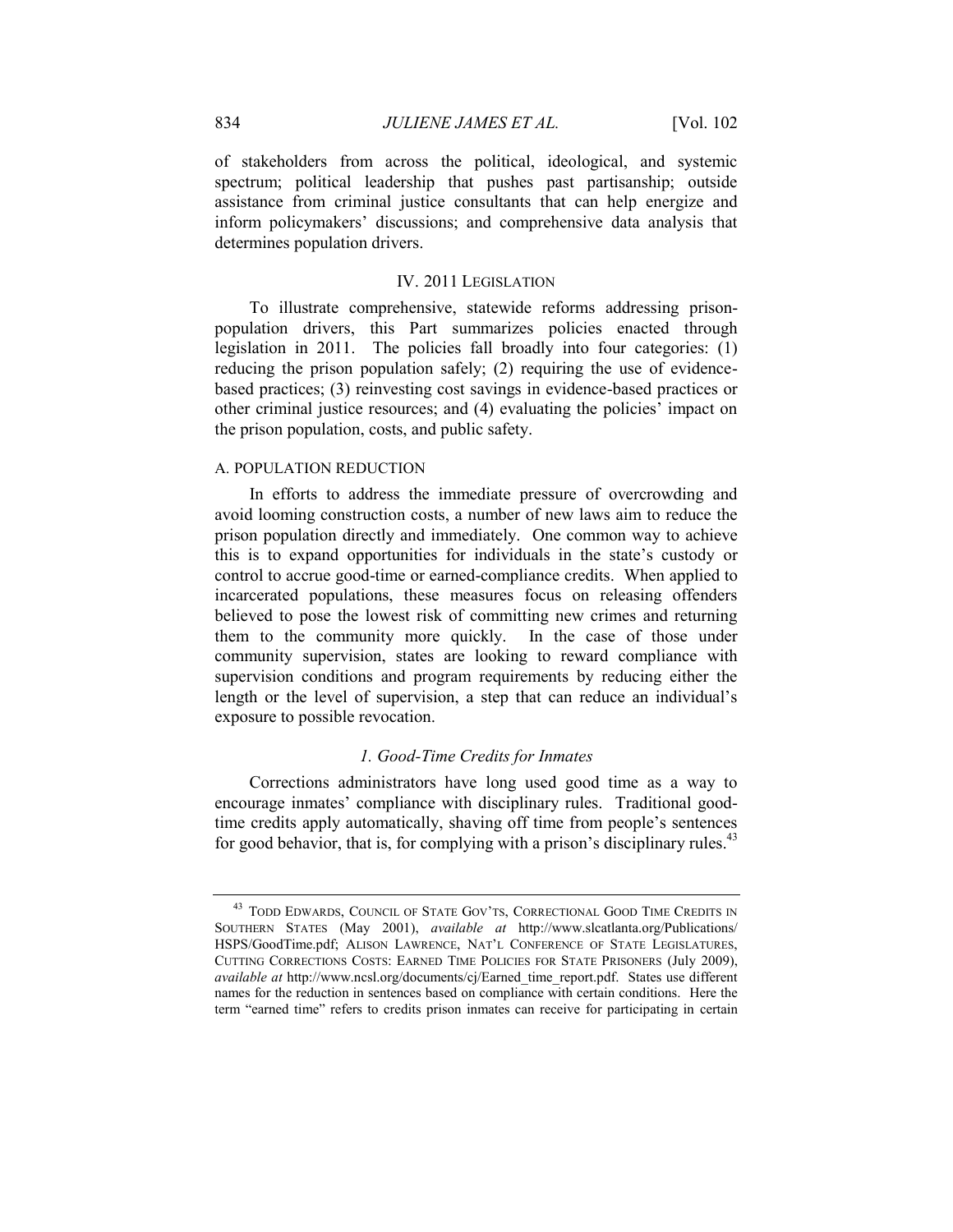of stakeholders from across the political, ideological, and systemic spectrum; political leadership that pushes past partisanship; outside assistance from criminal justice consultants that can help energize and inform policymakers' discussions; and comprehensive data analysis that determines population drivers.

## IV. 2011 LEGISLATION

To illustrate comprehensive, statewide reforms addressing prison-population drivers, this Part summarizes policies enacted through legislation in 2011. The policies fall broadly into four categories: (1) reducing the prison population safely; (2) requiring the use of evidence-based practices; (3) reinvesting cost savings in evidence-based practices or other criminal justice resources; and (4) evaluating the policies' impact on the prison population, costs, and public safety.

### A. POPULATION REDUCTION

In efforts to address the immediate pressure of overcrowding and avoid looming construction costs, a number of new laws aim to reduce the prison population directly and immediately. One common way to achieve this is to expand opportunities for individuals in the state's custody or control to accrue good-time or earned-compliance credits. When applied to incarcerated populations, these measures focus on releasing offenders believed to pose the lowest risk of committing new crimes and returning them to the community more quickly. In the case of those under community supervision, states are looking to reward compliance with supervision conditions and program requirements by reducing either the length or the level of supervision, a step that can reduce an individual's exposure to possible revocation.

#### *1. Good-Time Credits for Inmates*

Corrections administrators have long used good time as a way to encourage inmates' compliance with disciplinary rules. Traditional good-time credits apply automatically, shaving off time from people's sentences for good behavior, that is, for complying with a prison's disciplinary rules.[43]

---

[43] TODD EDWARDS, COUNCIL OF STATE GOV'TS, CORRECTIONAL GOOD TIME CREDITS IN SOUTHERN STATES (May 2001), *available at* http://www.slcatlanta.org/Publications/HSPS/GoodTime.pdf; ALISON LAWRENCE, NAT'L CONFERENCE OF STATE LEGISLATURES, CUTTING CORRECTIONS COSTS: EARNED TIME POLICIES FOR STATE PRISONERS (July 2009), *available at* http://www.ncsl.org/documents/cj/Earned_time_report.pdf. States use different names for the reduction in sentences based on compliance with certain conditions. Here the term "earned time" refers to credits prison inmates can receive for participating in certain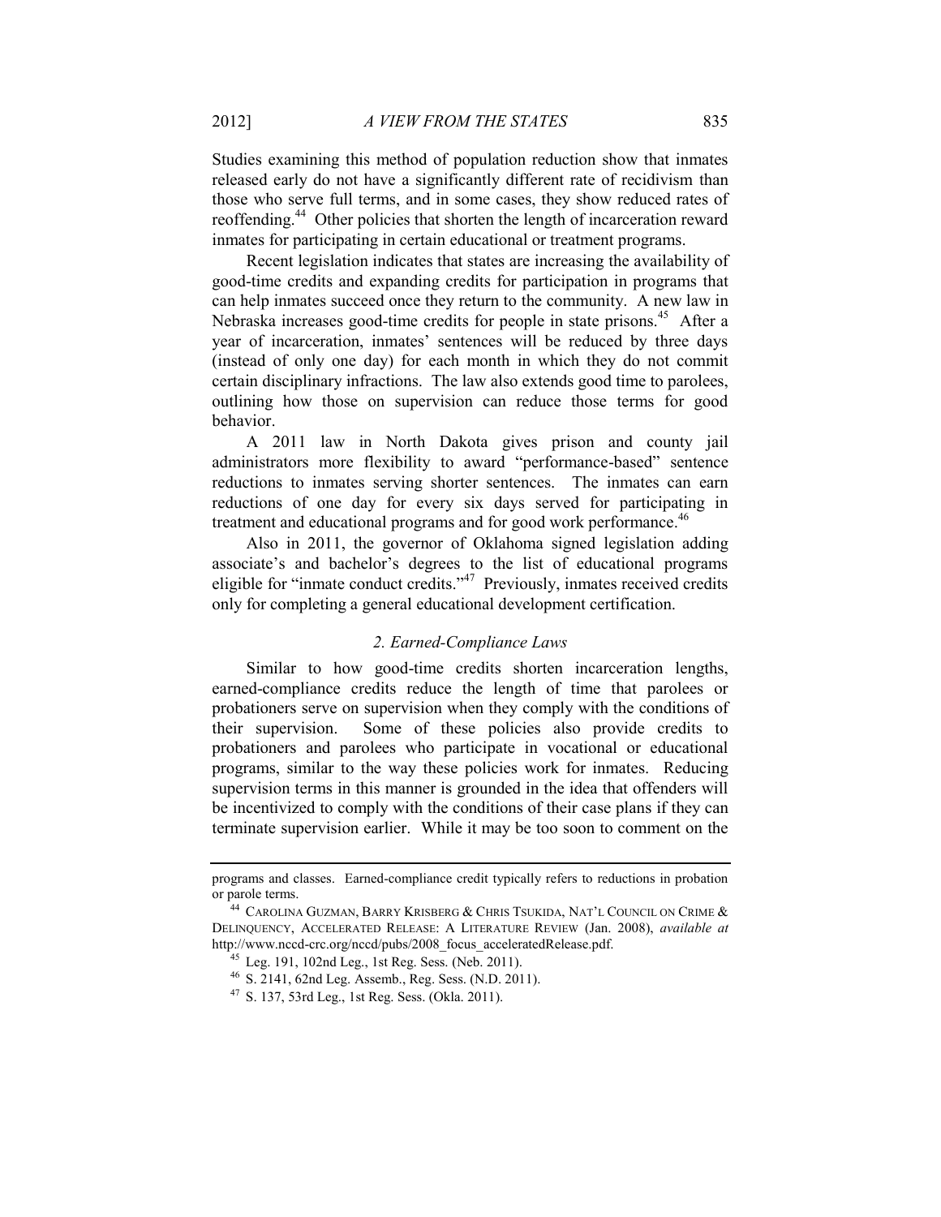Studies examining this method of population reduction show that inmates released early do not have a significantly different rate of recidivism than those who serve full terms, and in some cases, they show reduced rates of reoffending.[44] Other policies that shorten the length of incarceration reward inmates for participating in certain educational or treatment programs.

Recent legislation indicates that states are increasing the availability of good-time credits and expanding credits for participation in programs that can help inmates succeed once they return to the community. A new law in Nebraska increases good-time credits for people in state prisons.[45] After a year of incarceration, inmates' sentences will be reduced by three days (instead of only one day) for each month in which they do not commit certain disciplinary infractions. The law also extends good time to parolees, outlining how those on supervision can reduce those terms for good behavior.

A 2011 law in North Dakota gives prison and county jail administrators more flexibility to award "performance-based" sentence reductions to inmates serving shorter sentences. The inmates can earn reductions of one day for every six days served for participating in treatment and educational programs and for good work performance.[46]

Also in 2011, the governor of Oklahoma signed legislation adding associate's and bachelor's degrees to the list of educational programs eligible for "inmate conduct credits."[47] Previously, inmates received credits only for completing a general educational development certification.

### *2. Earned-Compliance Laws*

Similar to how good-time credits shorten incarceration lengths, earned-compliance credits reduce the length of time that parolees or probationers serve on supervision when they comply with the conditions of their supervision. Some of these policies also provide credits to probationers and parolees who participate in vocational or educational programs, similar to the way these policies work for inmates. Reducing supervision terms in this manner is grounded in the idea that offenders will be incentivized to comply with the conditions of their case plans if they can terminate supervision earlier. While it may be too soon to comment on the

---

programs and classes. Earned-compliance credit typically refers to reductions in probation or parole terms.

[44] CAROLINA GUZMAN, BARRY KRISBERG & CHRIS TSUKIDA, NAT'L COUNCIL ON CRIME & DELINQUENCY, ACCELERATED RELEASE: A LITERATURE REVIEW (Jan. 2008), *available at* http://www.nccd-crc.org/nccd/pubs/2008_focus_acceleratedRelease.pdf.

[45] Leg. 191, 102nd Leg., 1st Reg. Sess. (Neb. 2011).

[46] S. 2141, 62nd Leg. Assemb., Reg. Sess. (N.D. 2011).

[47] S. 137, 53rd Leg., 1st Reg. Sess. (Okla. 2011).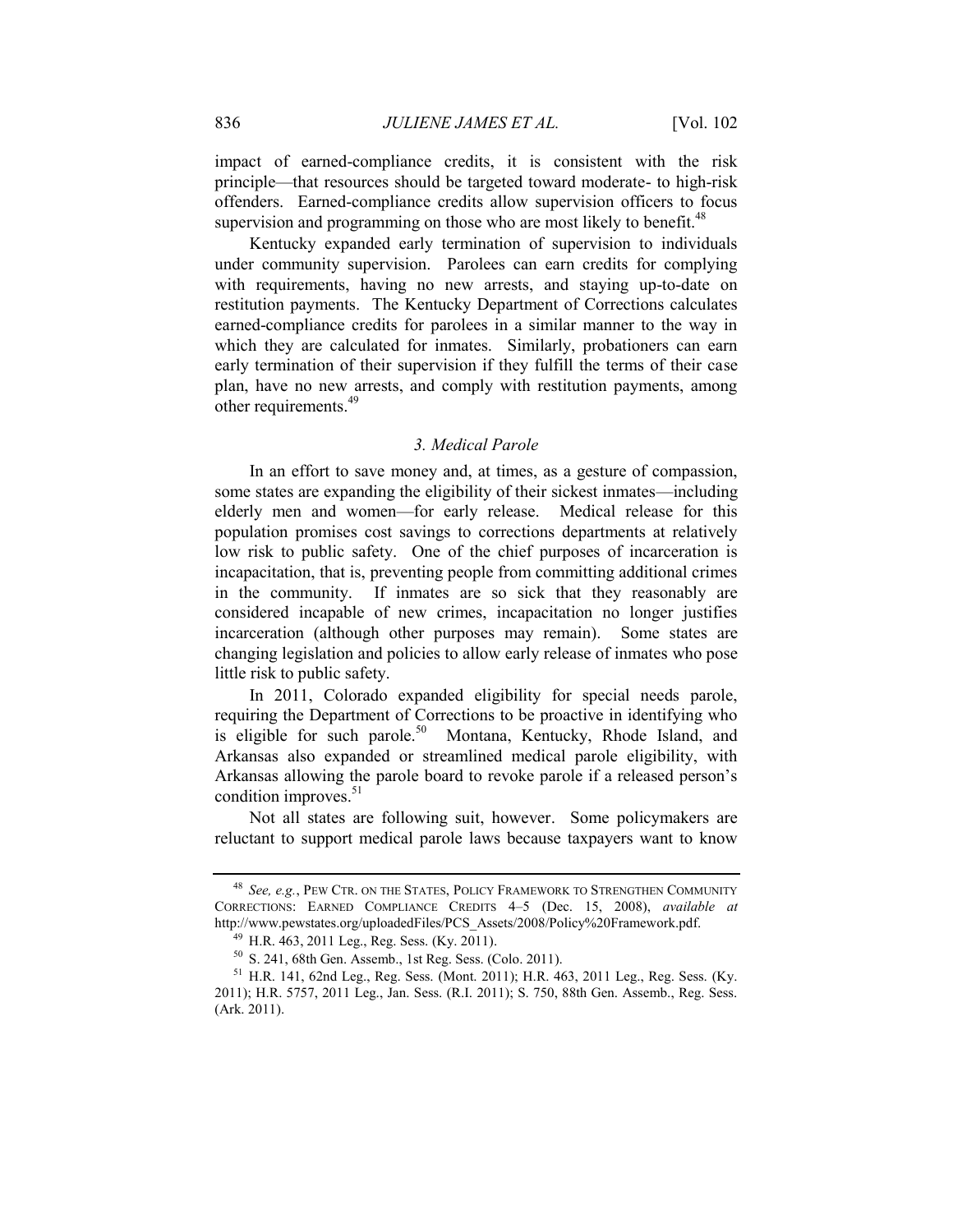impact of earned-compliance credits, it is consistent with the risk principle—that resources should be targeted toward moderate- to high-risk offenders. Earned-compliance credits allow supervision officers to focus supervision and programming on those who are most likely to benefit.[48]

Kentucky expanded early termination of supervision to individuals under community supervision. Parolees can earn credits for complying with requirements, having no new arrests, and staying up-to-date on restitution payments. The Kentucky Department of Corrections calculates earned-compliance credits for parolees in a similar manner to the way in which they are calculated for inmates. Similarly, probationers can earn early termination of their supervision if they fulfill the terms of their case plan, have no new arrests, and comply with restitution payments, among other requirements.[49]

### *3. Medical Parole*

In an effort to save money and, at times, as a gesture of compassion, some states are expanding the eligibility of their sickest inmates—including elderly men and women—for early release. Medical release for this population promises cost savings to corrections departments at relatively low risk to public safety. One of the chief purposes of incarceration is incapacitation, that is, preventing people from committing additional crimes in the community. If inmates are so sick that they reasonably are considered incapable of new crimes, incapacitation no longer justifies incarceration (although other purposes may remain). Some states are changing legislation and policies to allow early release of inmates who pose little risk to public safety.

In 2011, Colorado expanded eligibility for special needs parole, requiring the Department of Corrections to be proactive in identifying who is eligible for such parole.[50] Montana, Kentucky, Rhode Island, and Arkansas also expanded or streamlined medical parole eligibility, with Arkansas allowing the parole board to revoke parole if a released person's condition improves.[51]

Not all states are following suit, however. Some policymakers are reluctant to support medical parole laws because taxpayers want to know

---

[48] *See, e.g.*, PEW CTR. ON THE STATES, POLICY FRAMEWORK TO STRENGTHEN COMMUNITY CORRECTIONS: EARNED COMPLIANCE CREDITS 4–5 (Dec. 15, 2008), *available at* http://www.pewstates.org/uploadedFiles/PCS_Assets/2008/Policy%20Framework.pdf.

[49] H.R. 463, 2011 Leg., Reg. Sess. (Ky. 2011).

[50] S. 241, 68th Gen. Assemb., 1st Reg. Sess. (Colo. 2011).

[51] H.R. 141, 62nd Leg., Reg. Sess. (Mont. 2011); H.R. 463, 2011 Leg., Reg. Sess. (Ky. 2011); H.R. 5757, 2011 Leg., Jan. Sess. (R.I. 2011); S. 750, 88th Gen. Assemb., Reg. Sess. (Ark. 2011).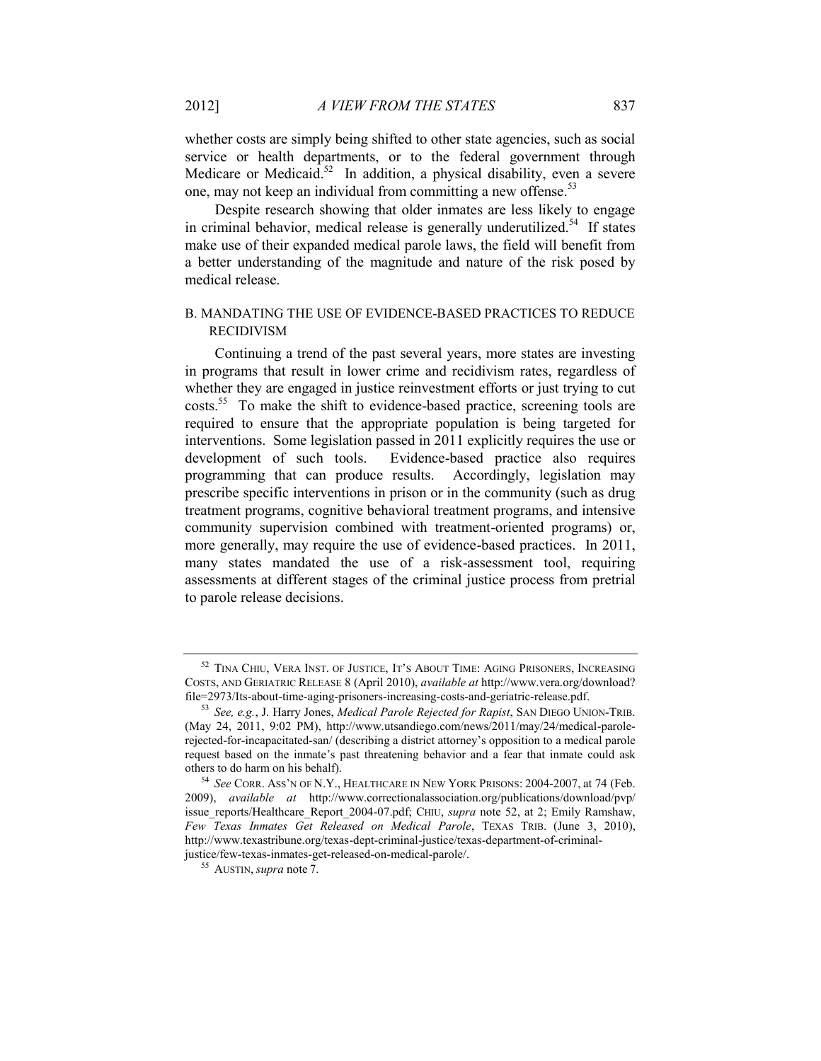whether costs are simply being shifted to other state agencies, such as social service or health departments, or to the federal government through Medicare or Medicaid.[52] In addition, a physical disability, even a severe one, may not keep an individual from committing a new offense.[53]

Despite research showing that older inmates are less likely to engage in criminal behavior, medical release is generally underutilized.[54] If states make use of their expanded medical parole laws, the field will benefit from a better understanding of the magnitude and nature of the risk posed by medical release.

### B. MANDATING THE USE OF EVIDENCE-BASED PRACTICES TO REDUCE RECIDIVISM

Continuing a trend of the past several years, more states are investing in programs that result in lower crime and recidivism rates, regardless of whether they are engaged in justice reinvestment efforts or just trying to cut costs.[55] To make the shift to evidence-based practice, screening tools are required to ensure that the appropriate population is being targeted for interventions. Some legislation passed in 2011 explicitly requires the use or development of such tools. Evidence-based practice also requires programming that can produce results. Accordingly, legislation may prescribe specific interventions in prison or in the community (such as drug treatment programs, cognitive behavioral treatment programs, and intensive community supervision combined with treatment-oriented programs) or, more generally, may require the use of evidence-based practices. In 2011, many states mandated the use of a risk-assessment tool, requiring assessments at different stages of the criminal justice process from pretrial to parole release decisions.

---

[52] TINA CHIU, VERA INST. OF JUSTICE, IT'S ABOUT TIME: AGING PRISONERS, INCREASING COSTS, AND GERIATRIC RELEASE 8 (April 2010), *available at* http://www.vera.org/download?file=2973/Its-about-time-aging-prisoners-increasing-costs-and-geriatric-release.pdf.

[53] *See, e.g.*, J. Harry Jones, *Medical Parole Rejected for Rapist*, SAN DIEGO UNION-TRIB. (May 24, 2011, 9:02 PM), http://www.utsandiego.com/news/2011/may/24/medical-parole-rejected-for-incapacitated-san/ (describing a district attorney's opposition to a medical parole request based on the inmate's past threatening behavior and a fear that inmate could ask others to do harm on his behalf).

[54] *See* CORR. ASS'N OF N.Y., HEALTHCARE IN NEW YORK PRISONS: 2004-2007, at 74 (Feb. 2009), *available at* http://www.correctionalassociation.org/publications/download/pvp/issue_reports/Healthcare_Report_2004-07.pdf; CHIU, *supra* note 52, at 2; Emily Ramshaw, *Few Texas Inmates Get Released on Medical Parole*, TEXAS TRIB. (June 3, 2010), http://www.texastribune.org/texas-dept-criminal-justice/texas-department-of-criminal-justice/few-texas-inmates-get-released-on-medical-parole/.

[55] AUSTIN, *supra* note 7.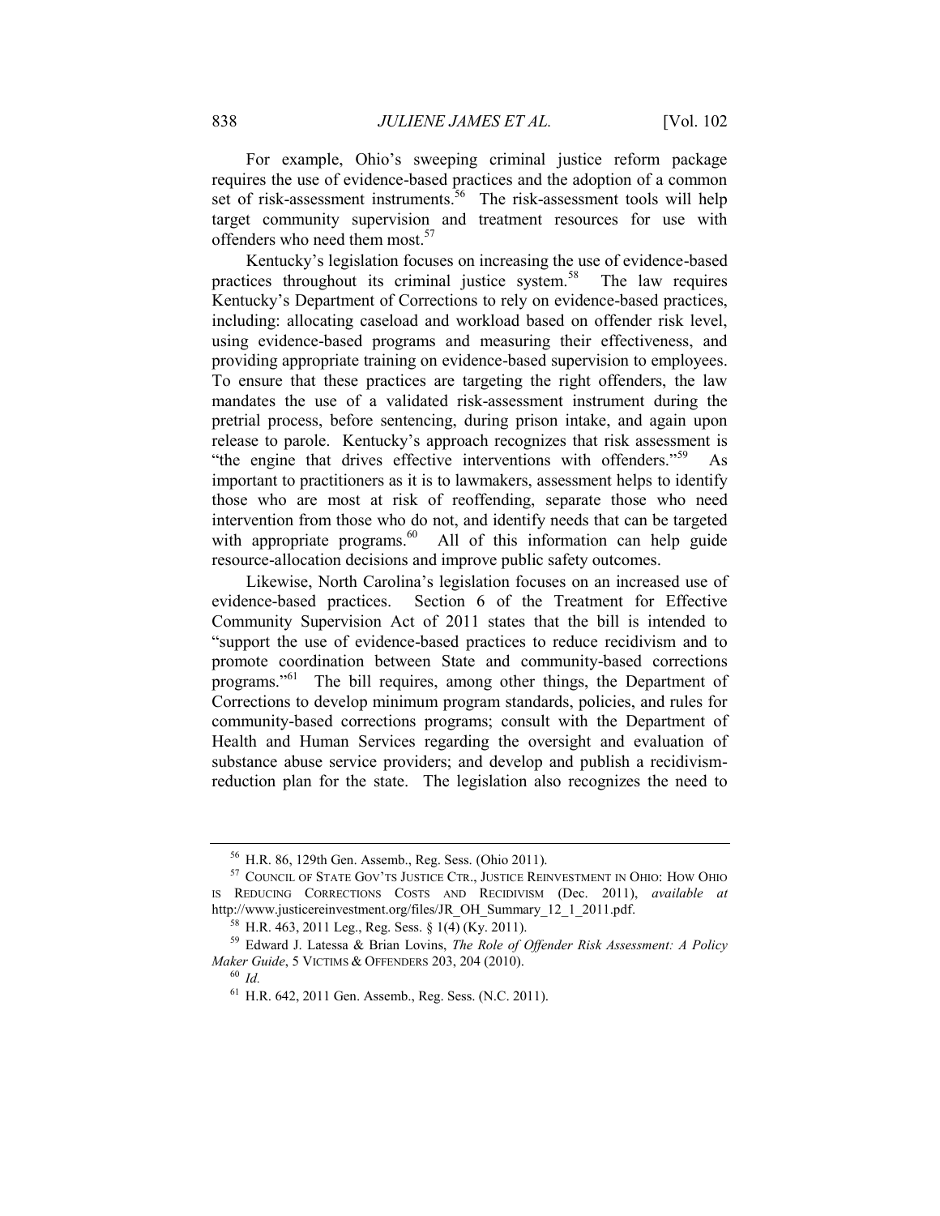For example, Ohio's sweeping criminal justice reform package requires the use of evidence-based practices and the adoption of a common set of risk-assessment instruments.[56] The risk-assessment tools will help target community supervision and treatment resources for use with offenders who need them most.[57]

Kentucky's legislation focuses on increasing the use of evidence-based practices throughout its criminal justice system.[58] The law requires Kentucky's Department of Corrections to rely on evidence-based practices, including: allocating caseload and workload based on offender risk level, using evidence-based programs and measuring their effectiveness, and providing appropriate training on evidence-based supervision to employees. To ensure that these practices are targeting the right offenders, the law mandates the use of a validated risk-assessment instrument during the pretrial process, before sentencing, during prison intake, and again upon release to parole. Kentucky's approach recognizes that risk assessment is "the engine that drives effective interventions with offenders."[59] As important to practitioners as it is to lawmakers, assessment helps to identify those who are most at risk of reoffending, separate those who need intervention from those who do not, and identify needs that can be targeted with appropriate programs.[60] All of this information can help guide resource-allocation decisions and improve public safety outcomes.

Likewise, North Carolina's legislation focuses on an increased use of evidence-based practices. Section 6 of the Treatment for Effective Community Supervision Act of 2011 states that the bill is intended to "support the use of evidence-based practices to reduce recidivism and to promote coordination between State and community-based corrections programs."[61] The bill requires, among other things, the Department of Corrections to develop minimum program standards, policies, and rules for community-based corrections programs; consult with the Department of Health and Human Services regarding the oversight and evaluation of substance abuse service providers; and develop and publish a recidivism-reduction plan for the state. The legislation also recognizes the need to

---

[56] H.R. 86, 129th Gen. Assemb., Reg. Sess. (Ohio 2011).

[57] COUNCIL OF STATE GOV'TS JUSTICE CTR., JUSTICE REINVESTMENT IN OHIO: HOW OHIO IS REDUCING CORRECTIONS COSTS AND RECIDIVISM (Dec. 2011), *available at* http://www.justicereinvestment.org/files/JR_OH_Summary_12_1_2011.pdf.

[58] H.R. 463, 2011 Leg., Reg. Sess. § 1(4) (Ky. 2011).

[59] Edward J. Latessa & Brian Lovins, *The Role of Offender Risk Assessment: A Policy Maker Guide*, 5 VICTIMS & OFFENDERS 203, 204 (2010).

[60] *Id.*

[61] H.R. 642, 2011 Gen. Assemb., Reg. Sess. (N.C. 2011).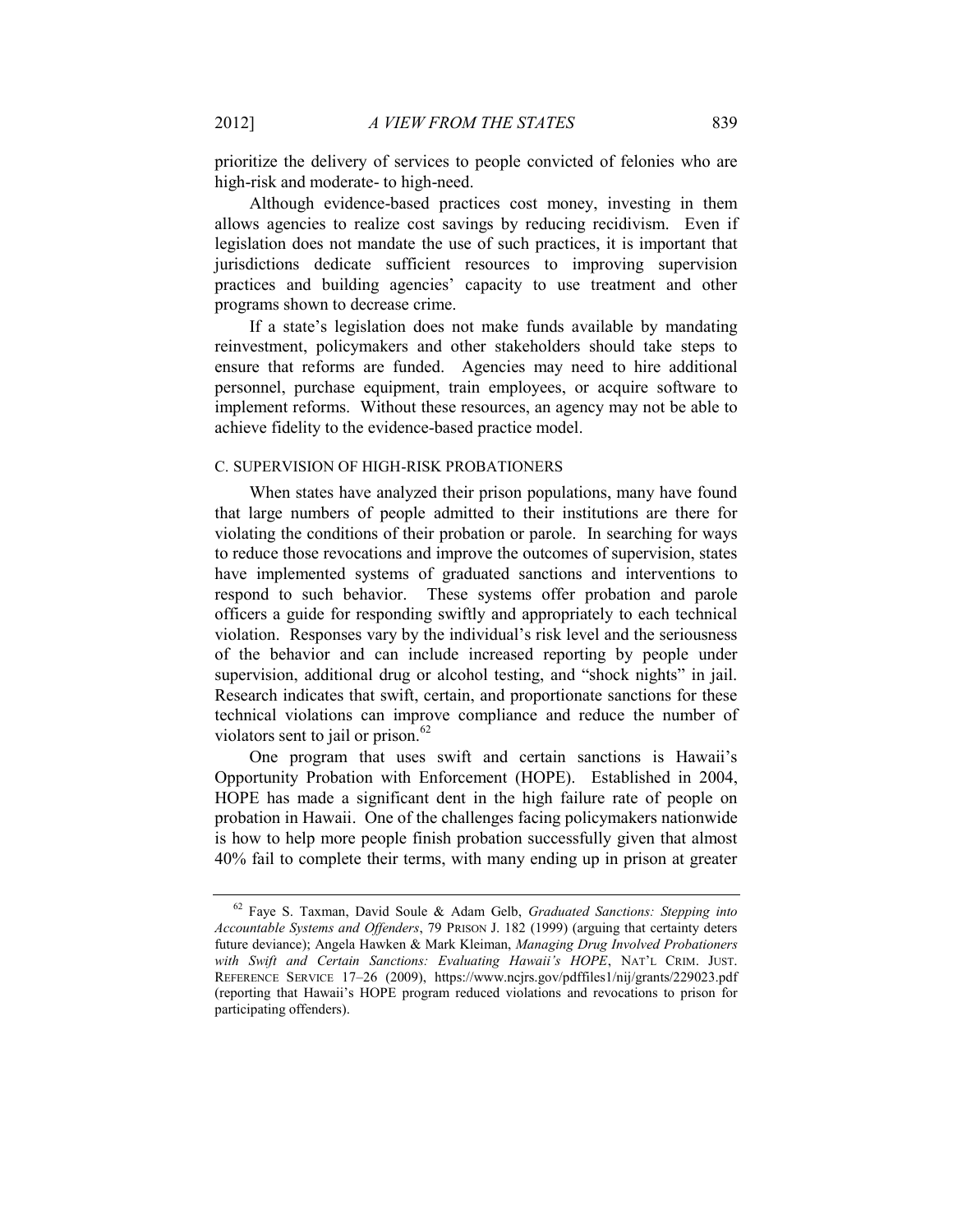prioritize the delivery of services to people convicted of felonies who are high-risk and moderate- to high-need.

Although evidence-based practices cost money, investing in them allows agencies to realize cost savings by reducing recidivism. Even if legislation does not mandate the use of such practices, it is important that jurisdictions dedicate sufficient resources to improving supervision practices and building agencies' capacity to use treatment and other programs shown to decrease crime.

If a state's legislation does not make funds available by mandating reinvestment, policymakers and other stakeholders should take steps to ensure that reforms are funded. Agencies may need to hire additional personnel, purchase equipment, train employees, or acquire software to implement reforms. Without these resources, an agency may not be able to achieve fidelity to the evidence-based practice model.

### C. SUPERVISION OF HIGH-RISK PROBATIONERS

When states have analyzed their prison populations, many have found that large numbers of people admitted to their institutions are there for violating the conditions of their probation or parole. In searching for ways to reduce those revocations and improve the outcomes of supervision, states have implemented systems of graduated sanctions and interventions to respond to such behavior. These systems offer probation and parole officers a guide for responding swiftly and appropriately to each technical violation. Responses vary by the individual's risk level and the seriousness of the behavior and can include increased reporting by people under supervision, additional drug or alcohol testing, and "shock nights" in jail. Research indicates that swift, certain, and proportionate sanctions for these technical violations can improve compliance and reduce the number of violators sent to jail or prison.[62]

One program that uses swift and certain sanctions is Hawaii's Opportunity Probation with Enforcement (HOPE). Established in 2004, HOPE has made a significant dent in the high failure rate of people on probation in Hawaii. One of the challenges facing policymakers nationwide is how to help more people finish probation successfully given that almost 40% fail to complete their terms, with many ending up in prison at greater

---

[62] Faye S. Taxman, David Soule & Adam Gelb, *Graduated Sanctions: Stepping into Accountable Systems and Offenders*, 79 PRISON J. 182 (1999) (arguing that certainty deters future deviance); Angela Hawken & Mark Kleiman, *Managing Drug Involved Probationers with Swift and Certain Sanctions: Evaluating Hawaii's HOPE*, NAT'L CRIM. JUST. REFERENCE SERVICE 17–26 (2009), https://www.ncjrs.gov/pdffiles1/nij/grants/229023.pdf (reporting that Hawaii's HOPE program reduced violations and revocations to prison for participating offenders).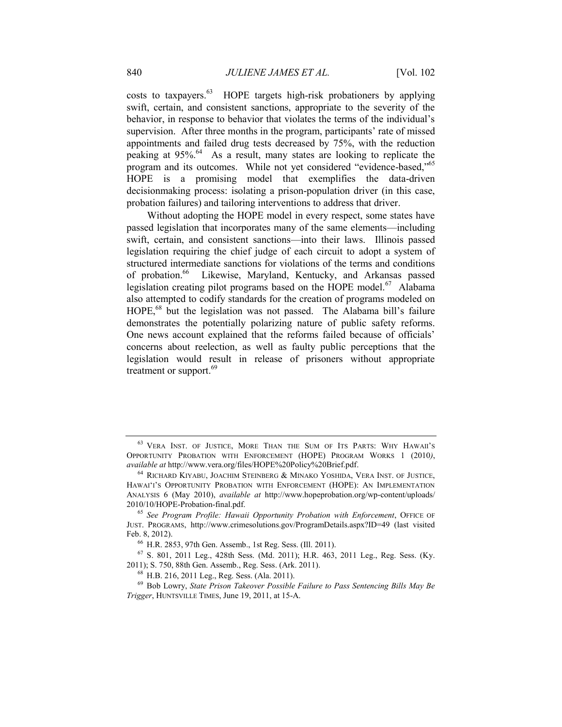costs to taxpayers.[63] HOPE targets high-risk probationers by applying swift, certain, and consistent sanctions, appropriate to the severity of the behavior, in response to behavior that violates the terms of the individual's supervision. After three months in the program, participants' rate of missed appointments and failed drug tests decreased by 75%, with the reduction peaking at 95%.[64] As a result, many states are looking to replicate the program and its outcomes. While not yet considered "evidence-based,"[65] HOPE is a promising model that exemplifies the data-driven decisionmaking process: isolating a prison-population driver (in this case, probation failures) and tailoring interventions to address that driver.

Without adopting the HOPE model in every respect, some states have passed legislation that incorporates many of the same elements—including swift, certain, and consistent sanctions—into their laws. Illinois passed legislation requiring the chief judge of each circuit to adopt a system of structured intermediate sanctions for violations of the terms and conditions of probation.[66] Likewise, Maryland, Kentucky, and Arkansas passed legislation creating pilot programs based on the HOPE model.[67] Alabama also attempted to codify standards for the creation of programs modeled on HOPE,[68] but the legislation was not passed. The Alabama bill's failure demonstrates the potentially polarizing nature of public safety reforms. One news account explained that the reforms failed because of officials' concerns about reelection, as well as faulty public perceptions that the legislation would result in release of prisoners without appropriate treatment or support.[69]

---

[63] VERA INST. OF JUSTICE, MORE THAN THE SUM OF ITS PARTS: WHY HAWAII'S OPPORTUNITY PROBATION WITH ENFORCEMENT (HOPE) PROGRAM WORKS 1 (2010), *available at* http://www.vera.org/files/HOPE%20Policy%20Brief.pdf.

[64] RICHARD KIYABU, JOACHIM STEINBERG & MINAKO YOSHIDA, VERA INST. OF JUSTICE, HAWAI'I'S OPPORTUNITY PROBATION WITH ENFORCEMENT (HOPE): AN IMPLEMENTATION ANALYSIS 6 (May 2010), *available at* http://www.hopeprobation.org/wp-content/uploads/2010/10/HOPE-Probation-final.pdf.

[65] *See Program Profile: Hawaii Opportunity Probation with Enforcement*, OFFICE OF JUST. PROGRAMS, http://www.crimesolutions.gov/ProgramDetails.aspx?ID=49 (last visited Feb. 8, 2012).

[66] H.R. 2853, 97th Gen. Assemb., 1st Reg. Sess. (Ill. 2011).

[67] S. 801, 2011 Leg., 428th Sess. (Md. 2011); H.R. 463, 2011 Leg., Reg. Sess. (Ky. 2011); S. 750, 88th Gen. Assemb., Reg. Sess. (Ark. 2011).

[68] H.B. 216, 2011 Leg., Reg. Sess. (Ala. 2011).

[69] Bob Lowry, *State Prison Takeover Possible Failure to Pass Sentencing Bills May Be Trigger*, HUNTSVILLE TIMES, June 19, 2011, at 15-A.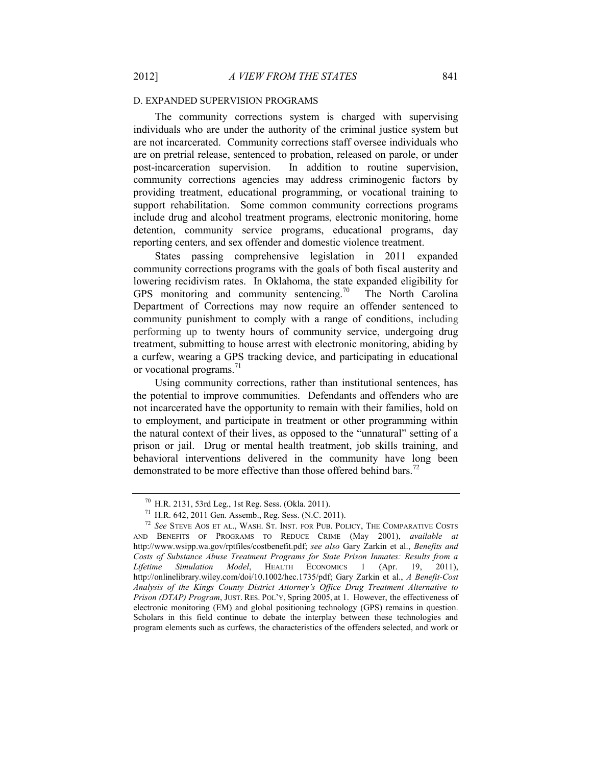### D. EXPANDED SUPERVISION PROGRAMS

The community corrections system is charged with supervising individuals who are under the authority of the criminal justice system but are not incarcerated. Community corrections staff oversee individuals who are on pretrial release, sentenced to probation, released on parole, or under post-incarceration supervision. In addition to routine supervision, community corrections agencies may address criminogenic factors by providing treatment, educational programming, or vocational training to support rehabilitation. Some common community corrections programs include drug and alcohol treatment programs, electronic monitoring, home detention, community service programs, educational programs, day reporting centers, and sex offender and domestic violence treatment.

States passing comprehensive legislation in 2011 expanded community corrections programs with the goals of both fiscal austerity and lowering recidivism rates. In Oklahoma, the state expanded eligibility for GPS monitoring and community sentencing.[70] The North Carolina Department of Corrections may now require an offender sentenced to community punishment to comply with a range of conditions, including performing up to twenty hours of community service, undergoing drug treatment, submitting to house arrest with electronic monitoring, abiding by a curfew, wearing a GPS tracking device, and participating in educational or vocational programs.[71]

Using community corrections, rather than institutional sentences, has the potential to improve communities. Defendants and offenders who are not incarcerated have the opportunity to remain with their families, hold on to employment, and participate in treatment or other programming within the natural context of their lives, as opposed to the "unnatural" setting of a prison or jail. Drug or mental health treatment, job skills training, and behavioral interventions delivered in the community have long been demonstrated to be more effective than those offered behind bars.[72]

---

[70] H.R. 2131, 53rd Leg., 1st Reg. Sess. (Okla. 2011).

[71] H.R. 642, 2011 Gen. Assemb., Reg. Sess. (N.C. 2011).

[72] *See* STEVE AOS ET AL., WASH. ST. INST. FOR PUB. POLICY, THE COMPARATIVE COSTS AND BENEFITS OF PROGRAMS TO REDUCE CRIME (May 2001), *available at* http://www.wsipp.wa.gov/rptfiles/costbenefit.pdf; *see also* Gary Zarkin et al., *Benefits and Costs of Substance Abuse Treatment Programs for State Prison Inmates: Results from a Lifetime Simulation Model*, HEALTH ECONOMICS 1 (Apr. 19, 2011), http://onlinelibrary.wiley.com/doi/10.1002/hec.1735/pdf; Gary Zarkin et al., *A Benefit-Cost Analysis of the Kings County District Attorney's Office Drug Treatment Alternative to Prison (DTAP) Program*, JUST. RES. POL'Y, Spring 2005, at 1. However, the effectiveness of electronic monitoring (EM) and global positioning technology (GPS) remains in question. Scholars in this field continue to debate the interplay between these technologies and program elements such as curfews, the characteristics of the offenders selected, and work or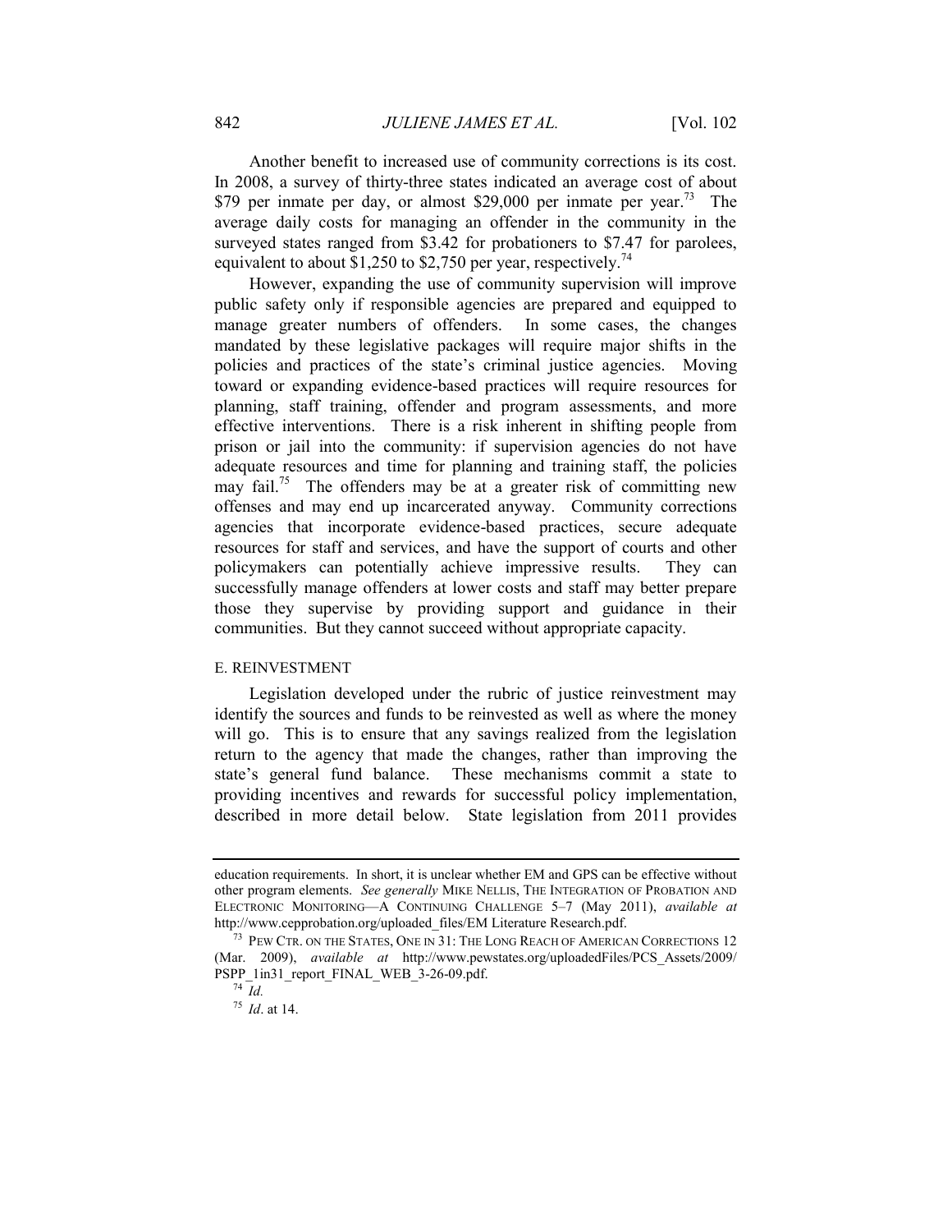Another benefit to increased use of community corrections is its cost. In 2008, a survey of thirty-three states indicated an average cost of about \$79 per inmate per day, or almost \$29,000 per inmate per year.[73] The average daily costs for managing an offender in the community in the surveyed states ranged from \$3.42 for probationers to \$7.47 for parolees, equivalent to about \$1,250 to \$2,750 per year, respectively.[74]

However, expanding the use of community supervision will improve public safety only if responsible agencies are prepared and equipped to manage greater numbers of offenders. In some cases, the changes mandated by these legislative packages will require major shifts in the policies and practices of the state's criminal justice agencies. Moving toward or expanding evidence-based practices will require resources for planning, staff training, offender and program assessments, and more effective interventions. There is a risk inherent in shifting people from prison or jail into the community: if supervision agencies do not have adequate resources and time for planning and training staff, the policies may fail.[75] The offenders may be at a greater risk of committing new offenses and may end up incarcerated anyway. Community corrections agencies that incorporate evidence-based practices, secure adequate resources for staff and services, and have the support of courts and other policymakers can potentially achieve impressive results. They can successfully manage offenders at lower costs and staff may better prepare those they supervise by providing support and guidance in their communities. But they cannot succeed without appropriate capacity.

### E. REINVESTMENT

Legislation developed under the rubric of justice reinvestment may identify the sources and funds to be reinvested as well as where the money will go. This is to ensure that any savings realized from the legislation return to the agency that made the changes, rather than improving the state's general fund balance. These mechanisms commit a state to providing incentives and rewards for successful policy implementation, described in more detail below. State legislation from 2011 provides

---

education requirements. In short, it is unclear whether EM and GPS can be effective without other program elements. *See generally* MIKE NELLIS, THE INTEGRATION OF PROBATION AND ELECTRONIC MONITORING—A CONTINUING CHALLENGE 5–7 (May 2011), *available at* http://www.cepprobation.org/uploaded_files/EM Literature Research.pdf.

[73] PEW CTR. ON THE STATES, ONE IN 31: THE LONG REACH OF AMERICAN CORRECTIONS 12 (Mar. 2009), *available at* http://www.pewstates.org/uploadedFiles/PCS_Assets/2009/PSPP_1in31_report_FINAL_WEB_3-26-09.pdf.

[74] *Id.*

[75] *Id*. at 14.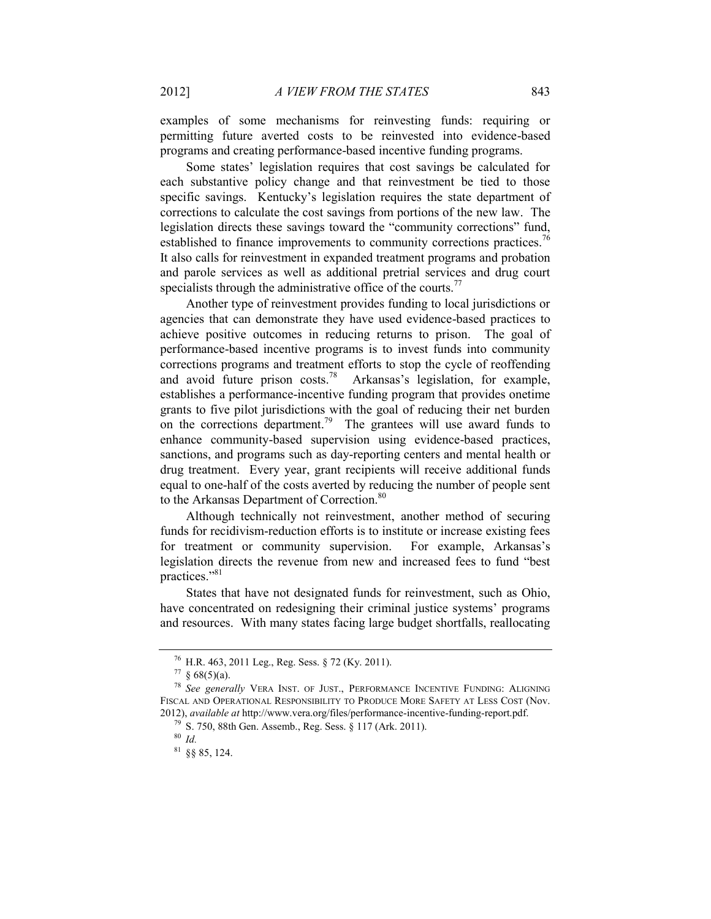examples of some mechanisms for reinvesting funds: requiring or permitting future averted costs to be reinvested into evidence-based programs and creating performance-based incentive funding programs.

Some states' legislation requires that cost savings be calculated for each substantive policy change and that reinvestment be tied to those specific savings. Kentucky's legislation requires the state department of corrections to calculate the cost savings from portions of the new law. The legislation directs these savings toward the "community corrections" fund, established to finance improvements to community corrections practices.[76] It also calls for reinvestment in expanded treatment programs and probation and parole services as well as additional pretrial services and drug court specialists through the administrative office of the courts.[77]

Another type of reinvestment provides funding to local jurisdictions or agencies that can demonstrate they have used evidence-based practices to achieve positive outcomes in reducing returns to prison. The goal of performance-based incentive programs is to invest funds into community corrections programs and treatment efforts to stop the cycle of reoffending and avoid future prison costs.[78] Arkansas's legislation, for example, establishes a performance-incentive funding program that provides onetime grants to five pilot jurisdictions with the goal of reducing their net burden on the corrections department.[79] The grantees will use award funds to enhance community-based supervision using evidence-based practices, sanctions, and programs such as day-reporting centers and mental health or drug treatment. Every year, grant recipients will receive additional funds equal to one-half of the costs averted by reducing the number of people sent to the Arkansas Department of Correction.[80]

Although technically not reinvestment, another method of securing funds for recidivism-reduction efforts is to institute or increase existing fees for treatment or community supervision. For example, Arkansas's legislation directs the revenue from new and increased fees to fund "best practices."[81]

States that have not designated funds for reinvestment, such as Ohio, have concentrated on redesigning their criminal justice systems' programs and resources. With many states facing large budget shortfalls, reallocating

---

[76] H.R. 463, 2011 Leg., Reg. Sess. § 72 (Ky. 2011).

[77] § 68(5)(a).

[78] *See generally* VERA INST. OF JUST., PERFORMANCE INCENTIVE FUNDING: ALIGNING FISCAL AND OPERATIONAL RESPONSIBILITY TO PRODUCE MORE SAFETY AT LESS COST (Nov. 2012), *available at* http://www.vera.org/files/performance-incentive-funding-report.pdf.

[79] S. 750, 88th Gen. Assemb., Reg. Sess. § 117 (Ark. 2011).

[80] *Id.*

[81] §§ 85, 124.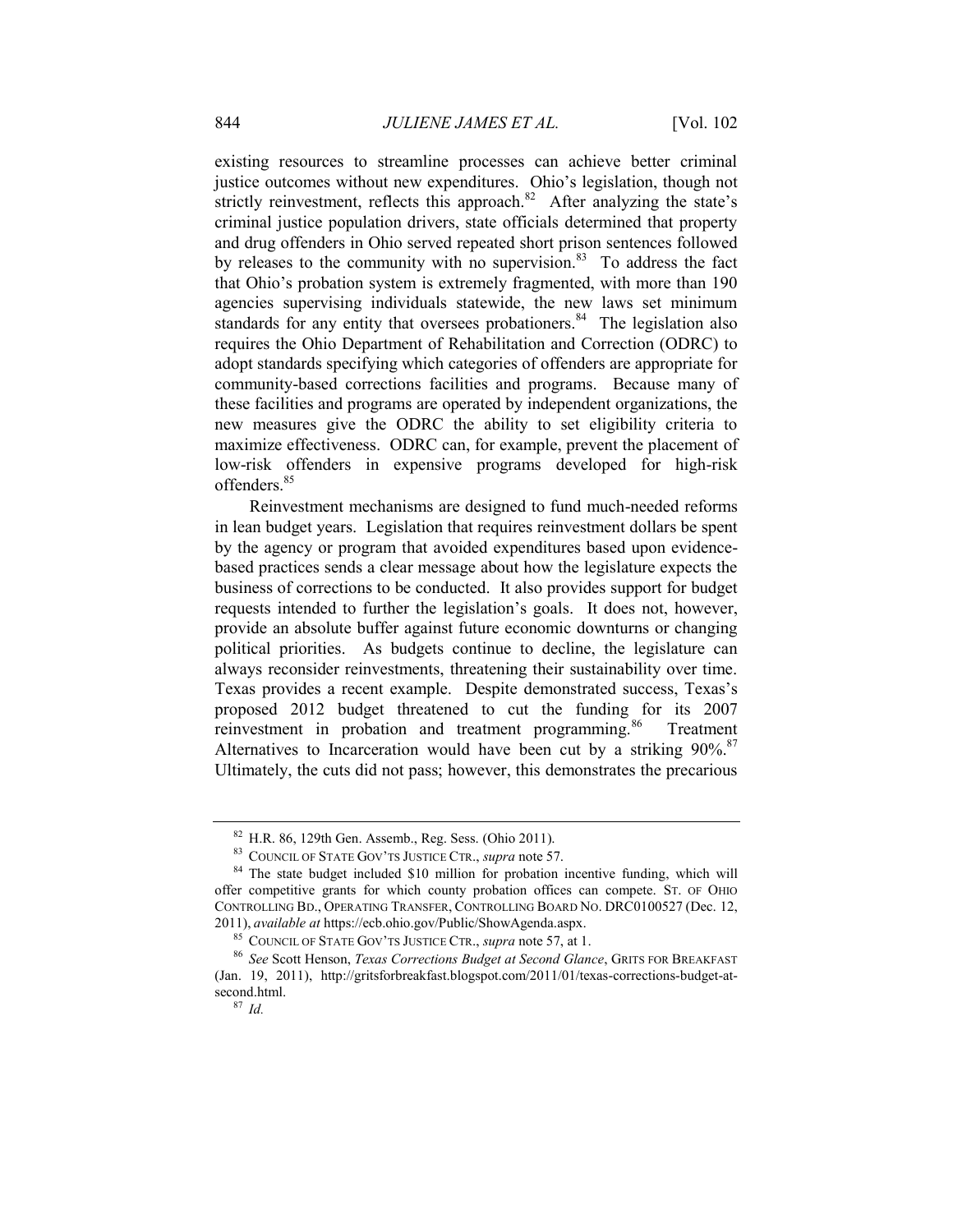existing resources to streamline processes can achieve better criminal justice outcomes without new expenditures. Ohio's legislation, though not strictly reinvestment, reflects this approach.[82] After analyzing the state's criminal justice population drivers, state officials determined that property and drug offenders in Ohio served repeated short prison sentences followed by releases to the community with no supervision.[83] To address the fact that Ohio's probation system is extremely fragmented, with more than 190 agencies supervising individuals statewide, the new laws set minimum standards for any entity that oversees probationers.[84] The legislation also requires the Ohio Department of Rehabilitation and Correction (ODRC) to adopt standards specifying which categories of offenders are appropriate for community-based corrections facilities and programs. Because many of these facilities and programs are operated by independent organizations, the new measures give the ODRC the ability to set eligibility criteria to maximize effectiveness. ODRC can, for example, prevent the placement of low-risk offenders in expensive programs developed for high-risk offenders.[85]

Reinvestment mechanisms are designed to fund much-needed reforms in lean budget years. Legislation that requires reinvestment dollars be spent by the agency or program that avoided expenditures based upon evidence-based practices sends a clear message about how the legislature expects the business of corrections to be conducted. It also provides support for budget requests intended to further the legislation's goals. It does not, however, provide an absolute buffer against future economic downturns or changing political priorities. As budgets continue to decline, the legislature can always reconsider reinvestments, threatening their sustainability over time. Texas provides a recent example. Despite demonstrated success, Texas's proposed 2012 budget threatened to cut the funding for its 2007 reinvestment in probation and treatment programming.[86] Treatment Alternatives to Incarceration would have been cut by a striking 90%.[87] Ultimately, the cuts did not pass; however, this demonstrates the precarious

---

[82] H.R. 86, 129th Gen. Assemb., Reg. Sess. (Ohio 2011).

[83] COUNCIL OF STATE GOV'TS JUSTICE CTR., *supra* note 57.

[84] The state budget included $10 million for probation incentive funding, which will offer competitive grants for which county probation offices can compete. ST. OF OHIO CONTROLLING BD., OPERATING TRANSFER, CONTROLLING BOARD NO. DRC0100527 (Dec. 12, 2011), *available at* https://ecb.ohio.gov/Public/ShowAgenda.aspx.

[85] COUNCIL OF STATE GOV'TS JUSTICE CTR., *supra* note 57, at 1.

[86] *See* Scott Henson, *Texas Corrections Budget at Second Glance*, GRITS FOR BREAKFAST (Jan. 19, 2011), http://gritsforbreakfast.blogspot.com/2011/01/texas-corrections-budget-at-second.html.

[87] *Id.*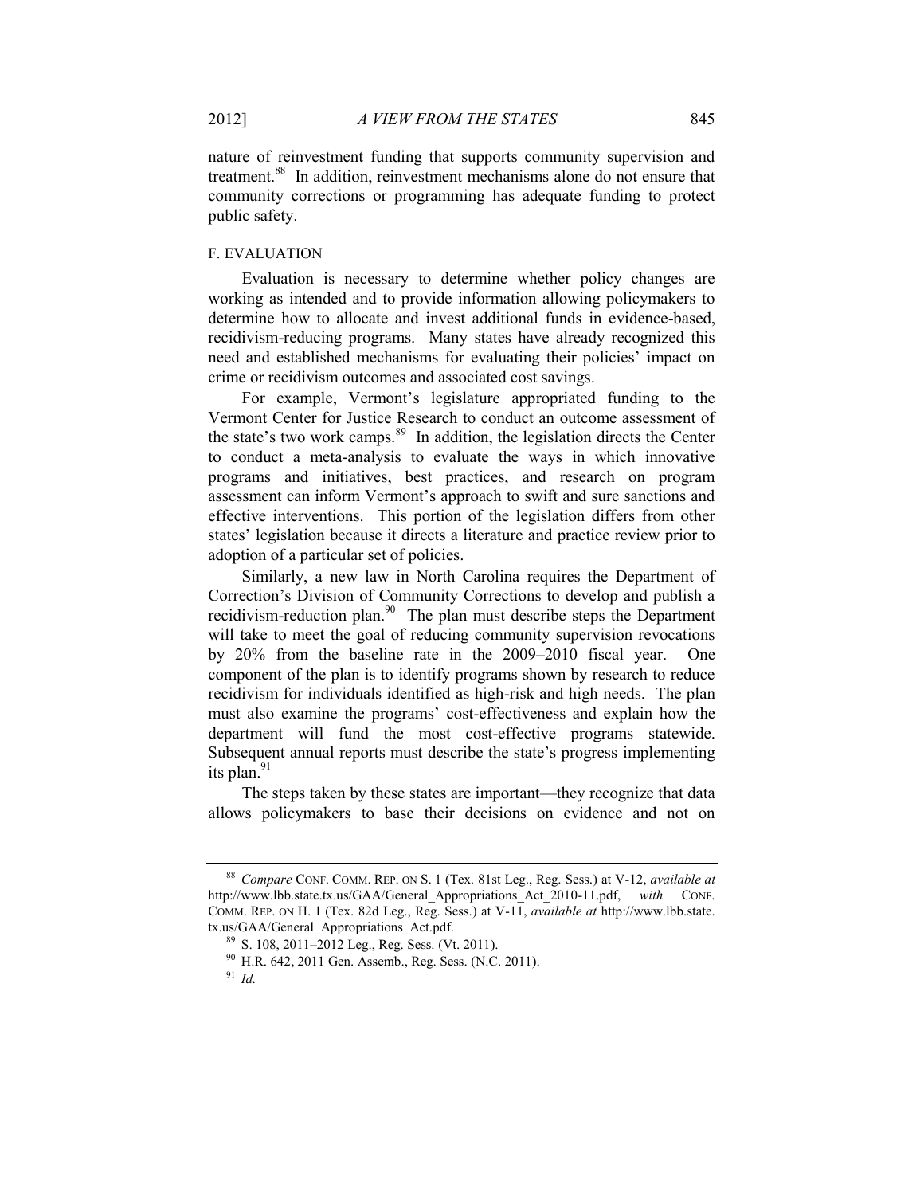nature of reinvestment funding that supports community supervision and treatment.[88] In addition, reinvestment mechanisms alone do not ensure that community corrections or programming has adequate funding to protect public safety.

### F. EVALUATION

Evaluation is necessary to determine whether policy changes are working as intended and to provide information allowing policymakers to determine how to allocate and invest additional funds in evidence-based, recidivism-reducing programs. Many states have already recognized this need and established mechanisms for evaluating their policies' impact on crime or recidivism outcomes and associated cost savings.

For example, Vermont's legislature appropriated funding to the Vermont Center for Justice Research to conduct an outcome assessment of the state's two work camps.[89] In addition, the legislation directs the Center to conduct a meta-analysis to evaluate the ways in which innovative programs and initiatives, best practices, and research on program assessment can inform Vermont's approach to swift and sure sanctions and effective interventions. This portion of the legislation differs from other states' legislation because it directs a literature and practice review prior to adoption of a particular set of policies.

Similarly, a new law in North Carolina requires the Department of Correction's Division of Community Corrections to develop and publish a recidivism-reduction plan.[90] The plan must describe steps the Department will take to meet the goal of reducing community supervision revocations by 20% from the baseline rate in the 2009–2010 fiscal year. One component of the plan is to identify programs shown by research to reduce recidivism for individuals identified as high-risk and high needs. The plan must also examine the programs' cost-effectiveness and explain how the department will fund the most cost-effective programs statewide. Subsequent annual reports must describe the state's progress implementing its plan.[91]

The steps taken by these states are important—they recognize that data allows policymakers to base their decisions on evidence and not on

---

[88] *Compare* CONF. COMM. REP. ON S. 1 (Tex. 81st Leg., Reg. Sess.) at V-12, *available at* http://www.lbb.state.tx.us/GAA/General_Appropriations_Act_2010-11.pdf, *with* CONF. COMM. REP. ON H. 1 (Tex. 82d Leg., Reg. Sess.) at V-11, *available at* http://www.lbb.state.tx.us/GAA/General_Appropriations_Act.pdf.

[89] S. 108, 2011–2012 Leg., Reg. Sess. (Vt. 2011).

[90] H.R. 642, 2011 Gen. Assemb., Reg. Sess. (N.C. 2011).

[91] *Id.*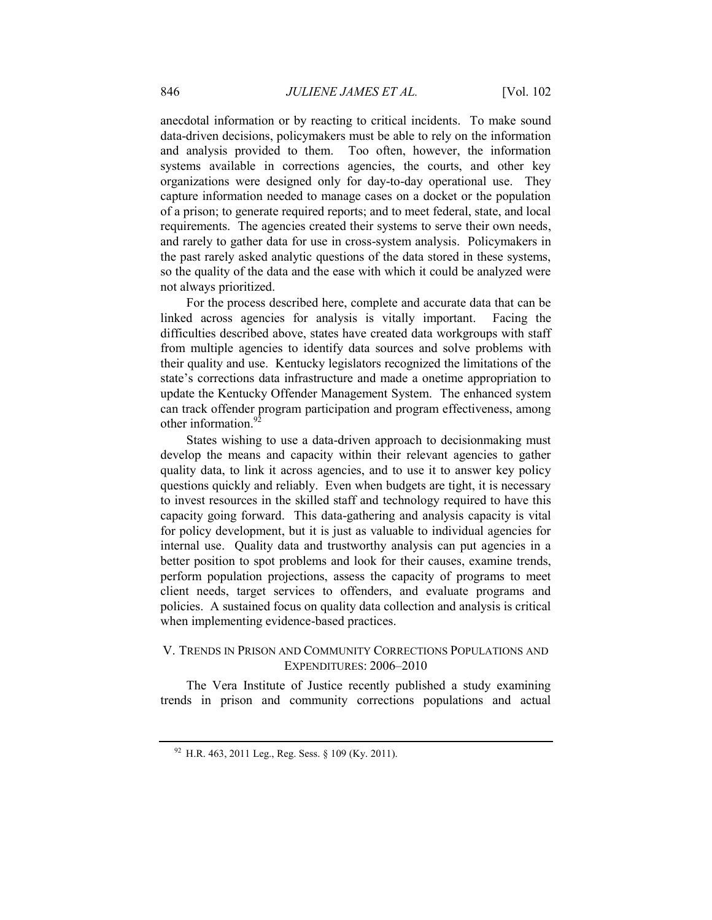anecdotal information or by reacting to critical incidents. To make sound data-driven decisions, policymakers must be able to rely on the information and analysis provided to them. Too often, however, the information systems available in corrections agencies, the courts, and other key organizations were designed only for day-to-day operational use. They capture information needed to manage cases on a docket or the population of a prison; to generate required reports; and to meet federal, state, and local requirements. The agencies created their systems to serve their own needs, and rarely to gather data for use in cross-system analysis. Policymakers in the past rarely asked analytic questions of the data stored in these systems, so the quality of the data and the ease with which it could be analyzed were not always prioritized.

For the process described here, complete and accurate data that can be linked across agencies for analysis is vitally important. Facing the difficulties described above, states have created data workgroups with staff from multiple agencies to identify data sources and solve problems with their quality and use. Kentucky legislators recognized the limitations of the state's corrections data infrastructure and made a onetime appropriation to update the Kentucky Offender Management System. The enhanced system can track offender program participation and program effectiveness, among other information.[92]

States wishing to use a data-driven approach to decisionmaking must develop the means and capacity within their relevant agencies to gather quality data, to link it across agencies, and to use it to answer key policy questions quickly and reliably. Even when budgets are tight, it is necessary to invest resources in the skilled staff and technology required to have this capacity going forward. This data-gathering and analysis capacity is vital for policy development, but it is just as valuable to individual agencies for internal use. Quality data and trustworthy analysis can put agencies in a better position to spot problems and look for their causes, examine trends, perform population projections, assess the capacity of programs to meet client needs, target services to offenders, and evaluate programs and policies. A sustained focus on quality data collection and analysis is critical when implementing evidence-based practices.

## V. TRENDS IN PRISON AND COMMUNITY CORRECTIONS POPULATIONS AND EXPENDITURES: 2006–2010

The Vera Institute of Justice recently published a study examining trends in prison and community corrections populations and actual

[92] H.R. 463, 2011 Leg., Reg. Sess. § 109 (Ky. 2011).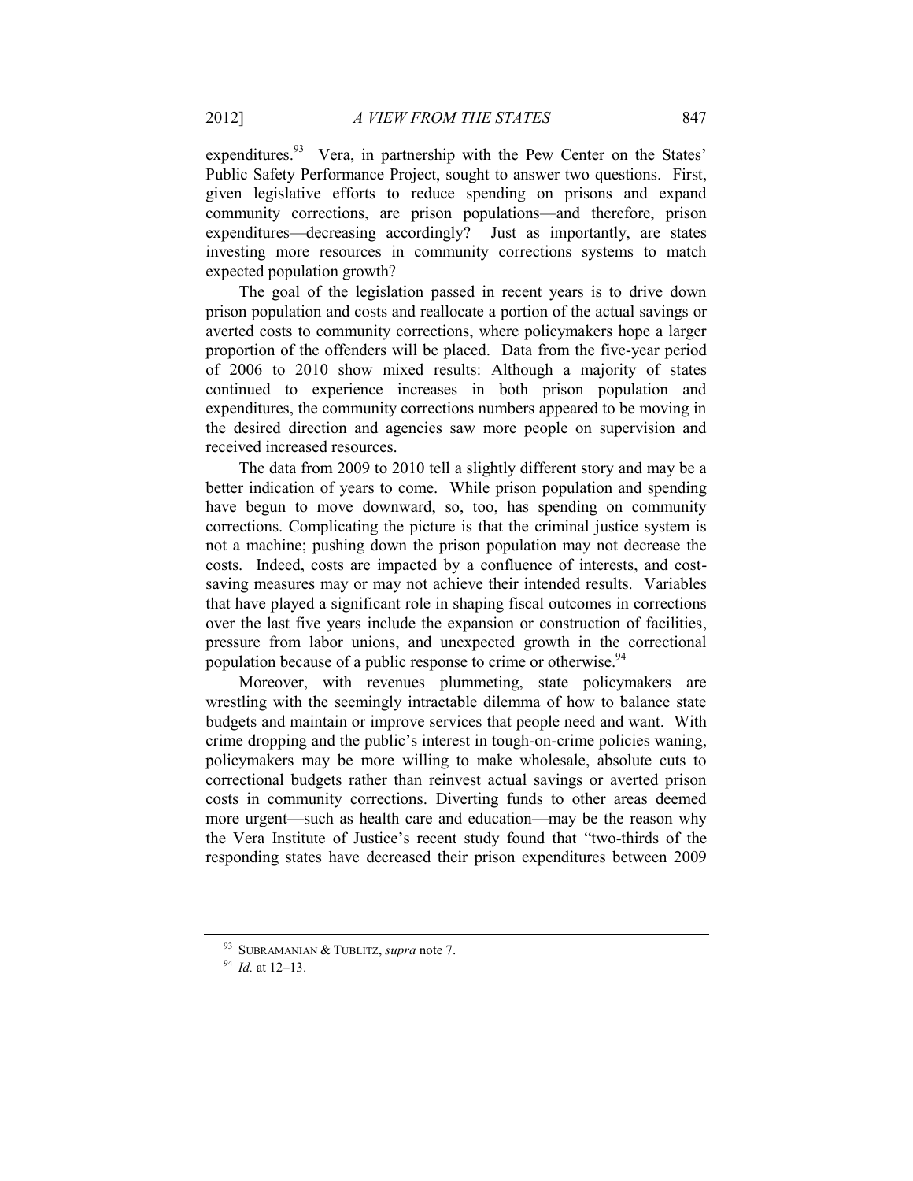expenditures.[93] Vera, in partnership with the Pew Center on the States' Public Safety Performance Project, sought to answer two questions. First, given legislative efforts to reduce spending on prisons and expand community corrections, are prison populations—and therefore, prison expenditures—decreasing accordingly? Just as importantly, are states investing more resources in community corrections systems to match expected population growth?

The goal of the legislation passed in recent years is to drive down prison population and costs and reallocate a portion of the actual savings or averted costs to community corrections, where policymakers hope a larger proportion of the offenders will be placed. Data from the five-year period of 2006 to 2010 show mixed results: Although a majority of states continued to experience increases in both prison population and expenditures, the community corrections numbers appeared to be moving in the desired direction and agencies saw more people on supervision and received increased resources.

The data from 2009 to 2010 tell a slightly different story and may be a better indication of years to come. While prison population and spending have begun to move downward, so, too, has spending on community corrections. Complicating the picture is that the criminal justice system is not a machine; pushing down the prison population may not decrease the costs. Indeed, costs are impacted by a confluence of interests, and cost-saving measures may or may not achieve their intended results. Variables that have played a significant role in shaping fiscal outcomes in corrections over the last five years include the expansion or construction of facilities, pressure from labor unions, and unexpected growth in the correctional population because of a public response to crime or otherwise.[94]

Moreover, with revenues plummeting, state policymakers are wrestling with the seemingly intractable dilemma of how to balance state budgets and maintain or improve services that people need and want. With crime dropping and the public's interest in tough-on-crime policies waning, policymakers may be more willing to make wholesale, absolute cuts to correctional budgets rather than reinvest actual savings or averted prison costs in community corrections. Diverting funds to other areas deemed more urgent—such as health care and education—may be the reason why the Vera Institute of Justice's recent study found that "two-thirds of the responding states have decreased their prison expenditures between 2009

---

[93] SUBRAMANIAN & TUBLITZ, *supra* note 7.

[94] *Id.* at 12–13.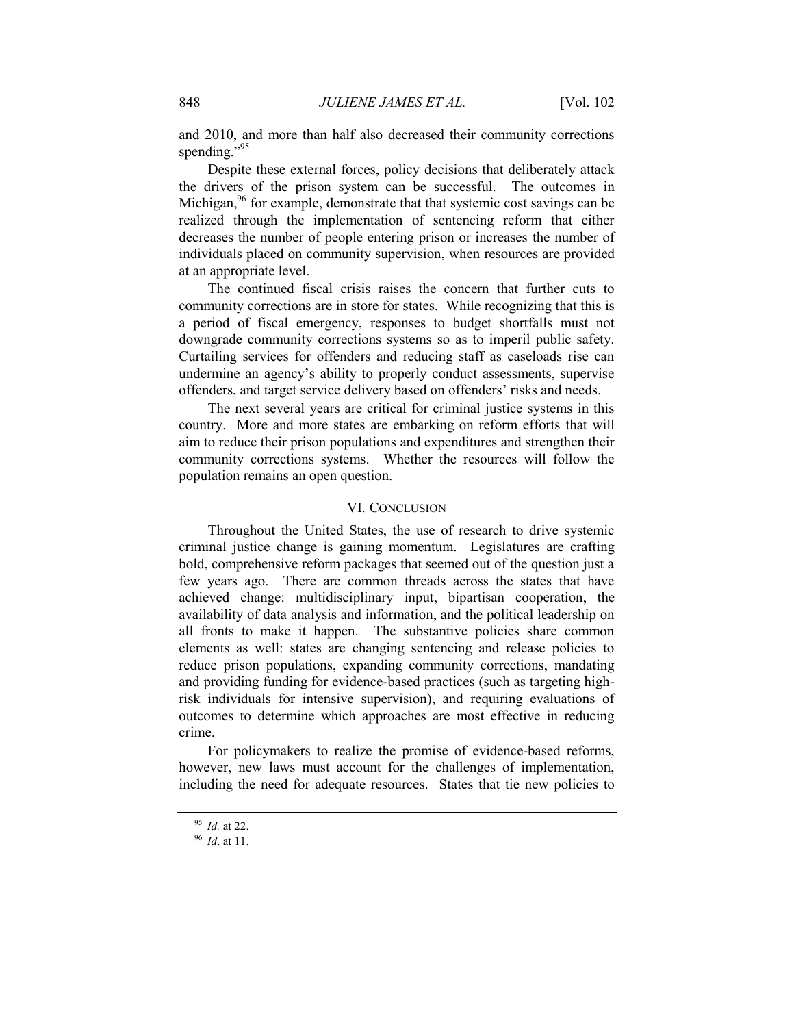and 2010, and more than half also decreased their community corrections spending."[95]

Despite these external forces, policy decisions that deliberately attack the drivers of the prison system can be successful. The outcomes in Michigan,[96] for example, demonstrate that that systemic cost savings can be realized through the implementation of sentencing reform that either decreases the number of people entering prison or increases the number of individuals placed on community supervision, when resources are provided at an appropriate level.

The continued fiscal crisis raises the concern that further cuts to community corrections are in store for states. While recognizing that this is a period of fiscal emergency, responses to budget shortfalls must not downgrade community corrections systems so as to imperil public safety. Curtailing services for offenders and reducing staff as caseloads rise can undermine an agency's ability to properly conduct assessments, supervise offenders, and target service delivery based on offenders' risks and needs.

The next several years are critical for criminal justice systems in this country. More and more states are embarking on reform efforts that will aim to reduce their prison populations and expenditures and strengthen their community corrections systems. Whether the resources will follow the population remains an open question.

## VI. CONCLUSION

Throughout the United States, the use of research to drive systemic criminal justice change is gaining momentum. Legislatures are crafting bold, comprehensive reform packages that seemed out of the question just a few years ago. There are common threads across the states that have achieved change: multidisciplinary input, bipartisan cooperation, the availability of data analysis and information, and the political leadership on all fronts to make it happen. The substantive policies share common elements as well: states are changing sentencing and release policies to reduce prison populations, expanding community corrections, mandating and providing funding for evidence-based practices (such as targeting high-risk individuals for intensive supervision), and requiring evaluations of outcomes to determine which approaches are most effective in reducing crime.

For policymakers to realize the promise of evidence-based reforms, however, new laws must account for the challenges of implementation, including the need for adequate resources. States that tie new policies to

---

[95] *Id.* at 22.

[96] *Id*. at 11.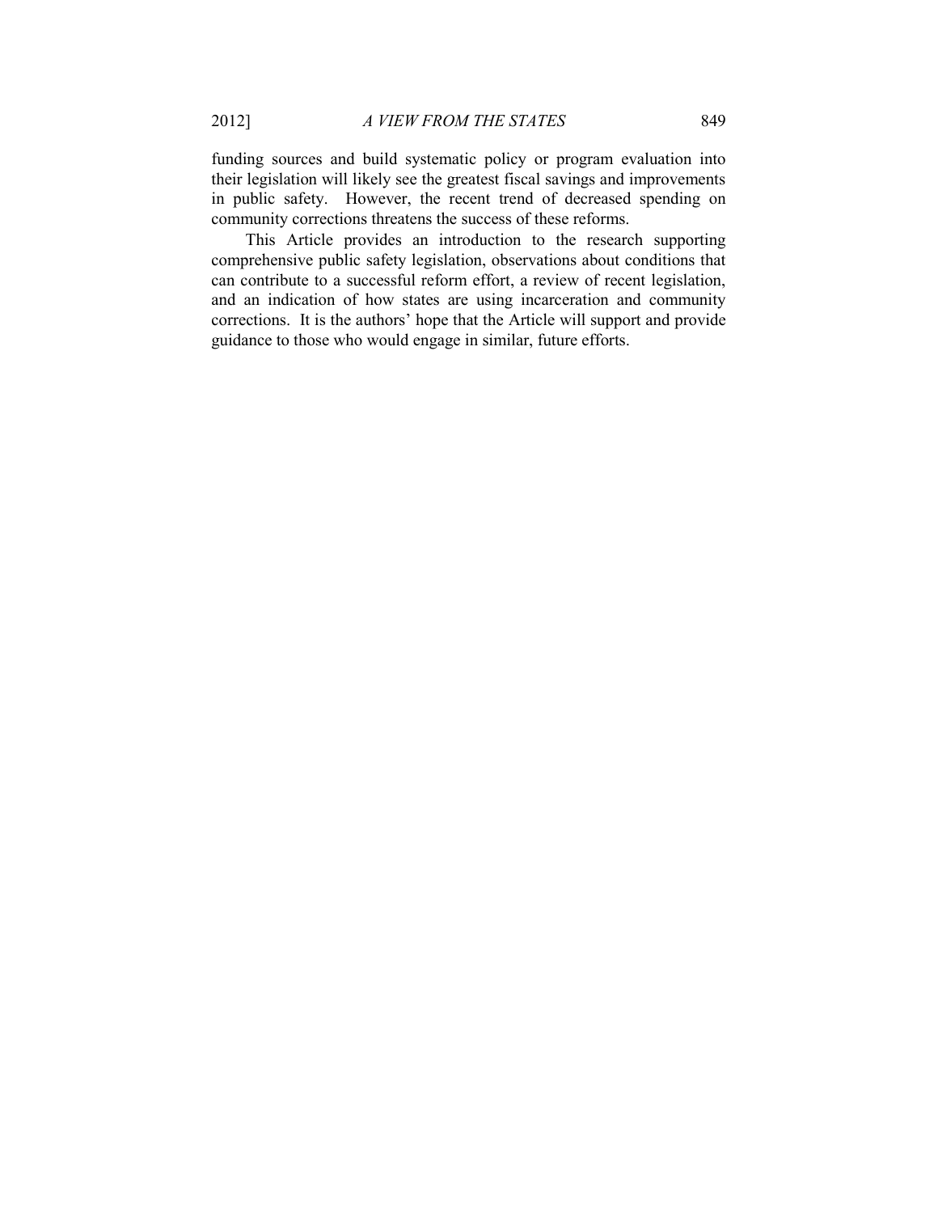funding sources and build systematic policy or program evaluation into their legislation will likely see the greatest fiscal savings and improvements in public safety. However, the recent trend of decreased spending on community corrections threatens the success of these reforms.

This Article provides an introduction to the research supporting comprehensive public safety legislation, observations about conditions that can contribute to a successful reform effort, a review of recent legislation, and an indication of how states are using incarceration and community corrections. It is the authors' hope that the Article will support and provide guidance to those who would engage in similar, future efforts.